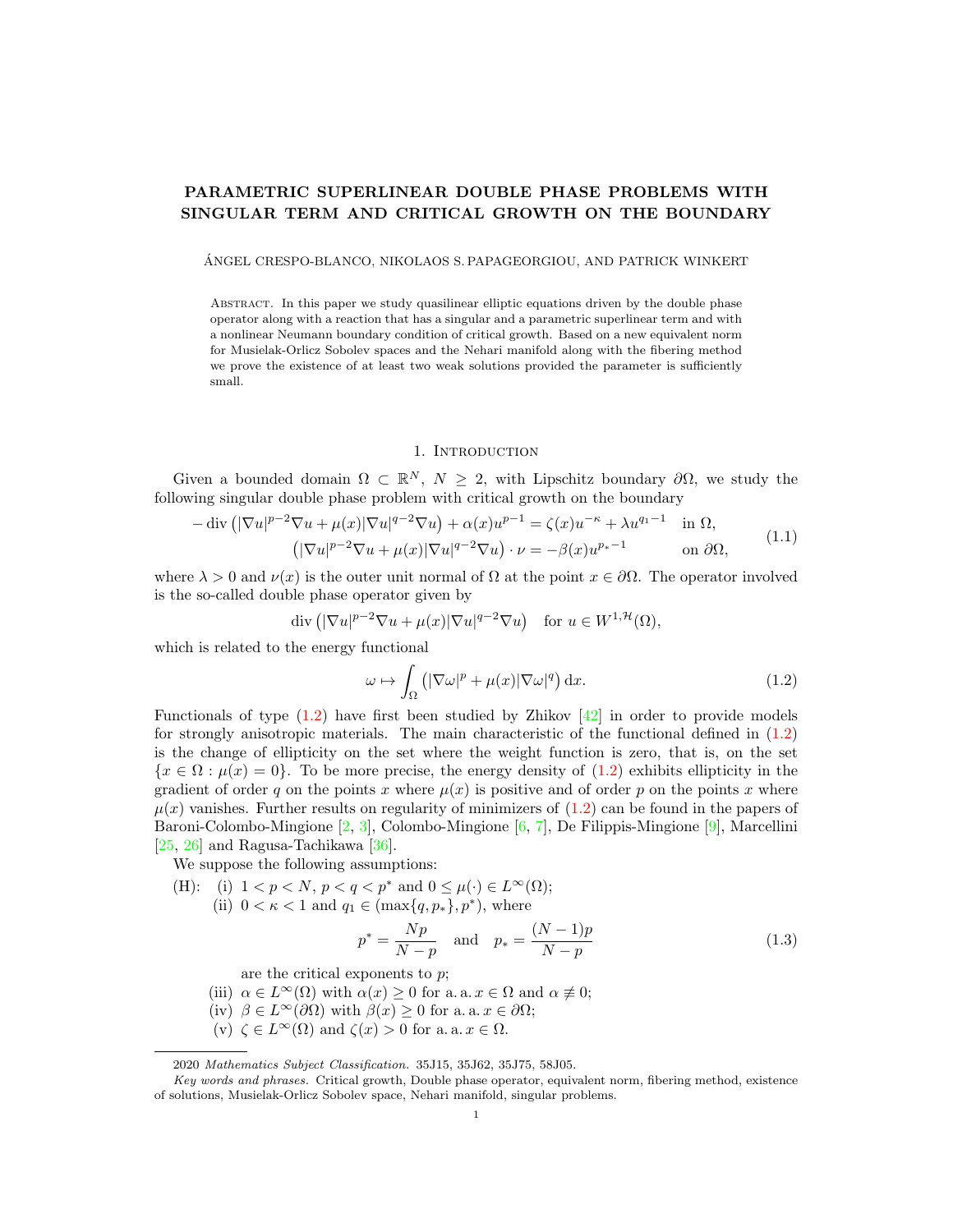# PARAMETRIC SUPERLINEAR DOUBLE PHASE PROBLEMS WITH SINGULAR TERM AND CRITICAL GROWTH ON THE BOUNDARY

ÁNGEL CRESPO-BLANCO, NIKOLAOS S. PAPAGEORGIOU, AND PATRICK WINKERT

Abstract. In this paper we study quasilinear elliptic equations driven by the double phase operator along with a reaction that has a singular and a parametric superlinear term and with a nonlinear Neumann boundary condition of critical growth. Based on a new equivalent norm for Musielak-Orlicz Sobolev spaces and the Nehari manifold along with the fibering method we prove the existence of at least two weak solutions provided the parameter is sufficiently small.

## 1. Introduction

Given a bounded domain $\Omega \subset \mathbb{R}^N$, $N \geq 2$, with Lipschitz boundary $\partial\Omega$, we study the following singular double phase problem with critical growth on the boundary

$$
\begin{aligned}
-\operatorname{div}\left(|\nabla u|^{p-2}\nabla u + \mu(x)|\nabla u|^{q-2}\nabla u\right) + \alpha(x)u^{p-1} &= \zeta(x)u^{-\kappa} + \lambda u^{q_1-1} \quad \text{in } \Omega,\\
\left(|\nabla u|^{p-2}\nabla u + \mu(x)|\nabla u|^{q-2}\nabla u\right)\cdot \nu &= -\beta(x)u^{p_*-1} \quad \text{on } \partial\Omega,
\end{aligned}
\tag{1.1}
$$

where $\lambda > 0$ and $\nu(x)$ is the outer unit normal of $\Omega$ at the point $x \in \partial\Omega$. The operator involved is the so-called double phase operator given by

$$
\operatorname{div}\left(|\nabla u|^{p-2}\nabla u + \mu(x)|\nabla u|^{q-2}\nabla u\right) \quad \text{for } u \in W^{1,\mathcal{H}}(\Omega),
$$

which is related to the energy functional

$$
\omega \mapsto \int_\Omega \left(|\nabla \omega|^p + \mu(x)|\nabla \omega|^q\right) \mathrm{d}x. \tag{1.2}
$$

Functionals of type (1.2) have first been studied by Zhikov [42] in order to provide models for strongly anisotropic materials. The main characteristic of the functional defined in (1.2) is the change of ellipticity on the set where the weight function is zero, that is, on the set $\{x \in \Omega : \mu(x) = 0\}$. To be more precise, the energy density of (1.2) exhibits ellipticity in the gradient of order $q$ on the points $x$ where $\mu(x)$ is positive and of order $p$ on the points $x$ where $\mu(x)$ vanishes. Further results on regularity of minimizers of (1.2) can be found in the papers of Baroni-Colombo-Mingione [2, 3], Colombo-Mingione [6, 7], De Filippis-Mingione [9], Marcellini [25, 26] and Ragusa-Tachikawa [36].

We suppose the following assumptions:

(H): (i) $1 < p < N$, $p < q < p^*$ and $0 \leq \mu(\cdot) \in L^\infty(\Omega)$;
(ii) $0 < \kappa < 1$ and $q_1 \in (\max\{q, p_*\}, p^*)$, where

$$
p^* = \frac{Np}{N-p} \quad \text{and} \quad p_* = \frac{(N-1)p}{N-p} \tag{1.3}
$$

are the critical exponents to $p$;
(iii) $\alpha \in L^\infty(\Omega)$ with $\alpha(x) \geq 0$ for a. a. $x \in \Omega$ and $\alpha \not\equiv 0$;
(iv) $\beta \in L^\infty(\partial\Omega)$ with $\beta(x) \geq 0$ for a. a. $x \in \partial\Omega$;
(v) $\zeta \in L^\infty(\Omega)$ and $\zeta(x) > 0$ for a. a. $x \in \Omega$.

---

2020 *Mathematics Subject Classification.* 35J15, 35J62, 35J75, 58J05.

*Key words and phrases.* Critical growth, Double phase operator, equivalent norm, fibering method, existence of solutions, Musielak-Orlicz Sobolev space, Nehari manifold, singular problems.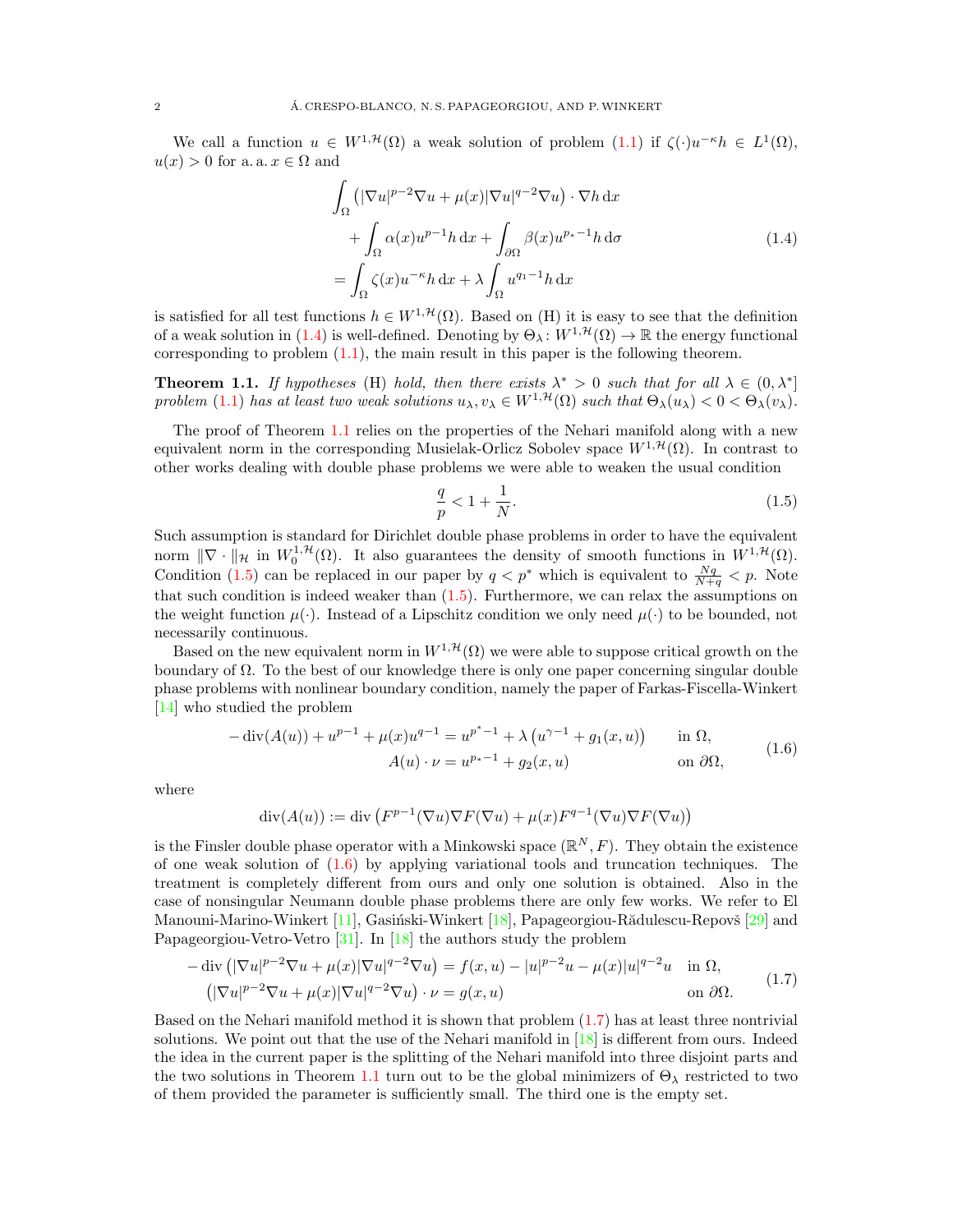We call a function $u \in W^{1,\mathcal{H}}(\Omega)$ a weak solution of problem (1.1) if $\zeta(\cdot)u^{-\kappa}h \in L^1(\Omega)$, $u(x) > 0$ for a. a. $x \in \Omega$ and

$$
\begin{aligned}
&\int_\Omega \left(|\nabla u|^{p-2}\nabla u + \mu(x)|\nabla u|^{q-2}\nabla u\right) \cdot \nabla h \,\mathrm{d}x \\
&\quad + \int_\Omega \alpha(x)u^{p-1}h \,\mathrm{d}x + \int_{\partial\Omega} \beta(x)u^{p_*-1}h \,\mathrm{d}\sigma \\
&= \int_\Omega \zeta(x)u^{-\kappa}h \,\mathrm{d}x + \lambda \int_\Omega u^{q_1-1}h \,\mathrm{d}x
\end{aligned}
\tag{1.4}
$$

is satisfied for all test functions $h \in W^{1,\mathcal{H}}(\Omega)$. Based on (H) it is easy to see that the definition of a weak solution in (1.4) is well-defined. Denoting by $\Theta_\lambda \colon W^{1,\mathcal{H}}(\Omega) \to \mathbb{R}$ the energy functional corresponding to problem (1.1), the main result in this paper is the following theorem.

**Theorem 1.1.** *If hypotheses* (H) *hold, then there exists $\lambda^* > 0$ such that for all $\lambda \in (0, \lambda^*]$ problem* (1.1) *has at least two weak solutions $u_\lambda, v_\lambda \in W^{1,\mathcal{H}}(\Omega)$ such that $\Theta_\lambda(u_\lambda) < 0 < \Theta_\lambda(v_\lambda)$.*

The proof of Theorem 1.1 relies on the properties of the Nehari manifold along with a new equivalent norm in the corresponding Musielak-Orlicz Sobolev space $W^{1,\mathcal{H}}(\Omega)$. In contrast to other works dealing with double phase problems we were able to weaken the usual condition

$$
\frac{q}{p} < 1 + \frac{1}{N}. \tag{1.5}
$$

Such assumption is standard for Dirichlet double phase problems in order to have the equivalent norm $\|\nabla \cdot \|_{\mathcal{H}}$ in $W_0^{1,\mathcal{H}}(\Omega)$. It also guarantees the density of smooth functions in $W^{1,\mathcal{H}}(\Omega)$. Condition (1.5) can be replaced in our paper by $q < p^*$ which is equivalent to $\frac{Nq}{N+q} < p$. Note that such condition is indeed weaker than (1.5). Furthermore, we can relax the assumptions on the weight function $\mu(\cdot)$. Instead of a Lipschitz condition we only need $\mu(\cdot)$ to be bounded, not necessarily continuous.

Based on the new equivalent norm in $W^{1,\mathcal{H}}(\Omega)$ we were able to suppose critical growth on the boundary of $\Omega$. To the best of our knowledge there is only one paper concerning singular double phase problems with nonlinear boundary condition, namely the paper of Farkas-Fiscella-Winkert [14] who studied the problem

$$
\begin{aligned}
-\operatorname{div}(A(u)) + u^{p-1} + \mu(x)u^{q-1} &= u^{p^*-1} + \lambda\left(u^{\gamma-1} + g_1(x,u)\right) \qquad &&\text{in } \Omega,\\
A(u)\cdot \nu &= u^{p_*-1} + g_2(x,u) &&\text{on } \partial\Omega,
\end{aligned}
\tag{1.6}
$$

where

$$
\operatorname{div}(A(u)) := \operatorname{div}\left(F^{p-1}(\nabla u)\nabla F(\nabla u) + \mu(x)F^{q-1}(\nabla u)\nabla F(\nabla u)\right)
$$

is the Finsler double phase operator with a Minkowski space $(\mathbb{R}^N, F)$. They obtain the existence of one weak solution of (1.6) by applying variational tools and truncation techniques. The treatment is completely different from ours and only one solution is obtained. Also in the case of nonsingular Neumann double phase problems there are only few works. We refer to El Manouni-Marino-Winkert [11], Gasiński-Winkert [18], Papageorgiou-Rădulescu-Repovš [29] and Papageorgiou-Vetro-Vetro [31]. In [18] the authors study the problem

$$
\begin{aligned}
-\operatorname{div}\left(|\nabla u|^{p-2}\nabla u + \mu(x)|\nabla u|^{q-2}\nabla u\right) &= f(x,u) - |u|^{p-2}u - \mu(x)|u|^{q-2}u \quad &&\text{in } \Omega,\\
\left(|\nabla u|^{p-2}\nabla u + \mu(x)|\nabla u|^{q-2}\nabla u\right)\cdot \nu &= g(x,u) &&\text{on } \partial\Omega.
\end{aligned}
\tag{1.7}
$$

Based on the Nehari manifold method it is shown that problem (1.7) has at least three nontrivial solutions. We point out that the use of the Nehari manifold in [18] is different from ours. Indeed the idea in the current paper is the splitting of the Nehari manifold into three disjoint parts and the two solutions in Theorem 1.1 turn out to be the global minimizers of $\Theta_\lambda$ restricted to two of them provided the parameter is sufficiently small. The third one is the empty set.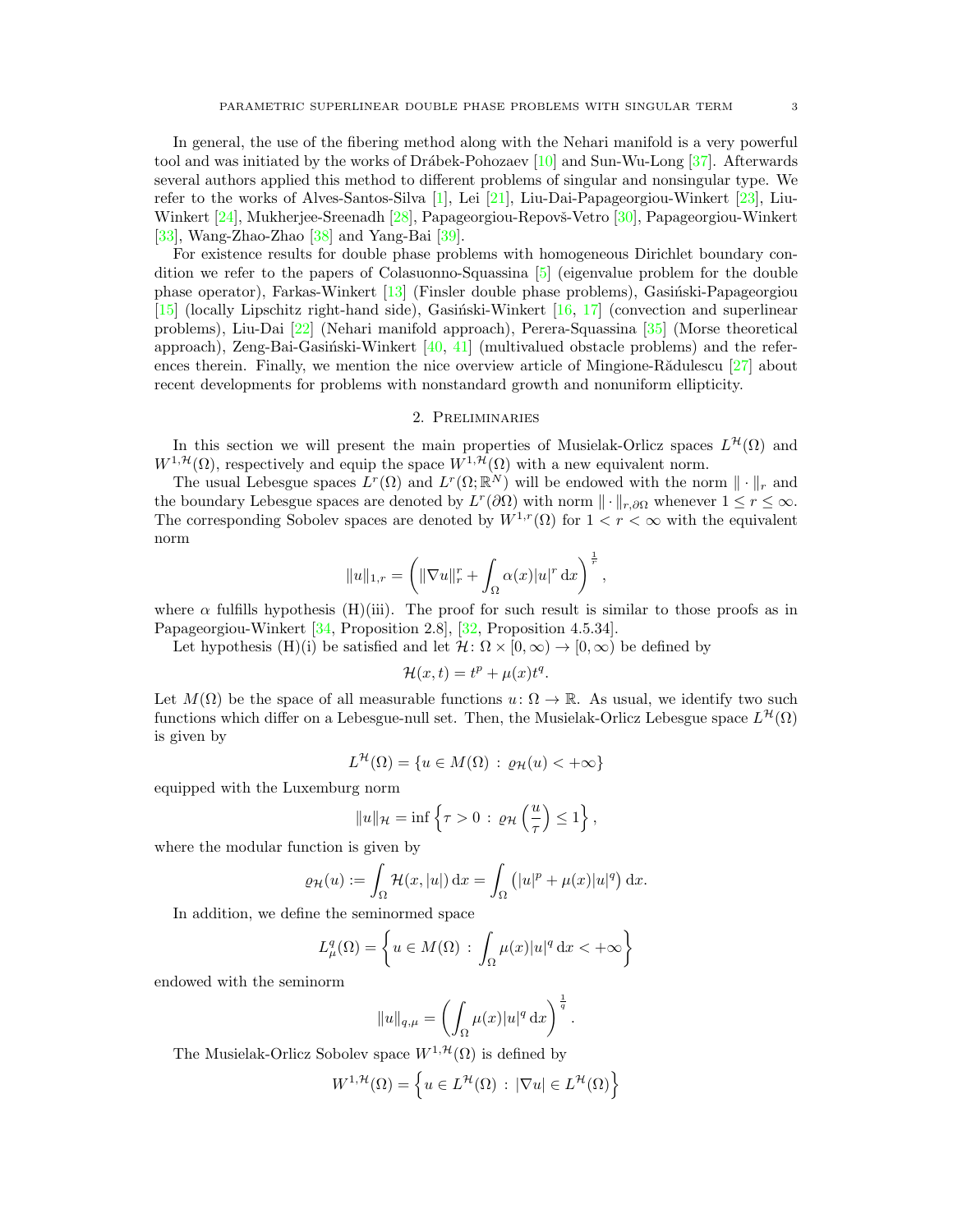In general, the use of the fibering method along with the Nehari manifold is a very powerful tool and was initiated by the works of Drábek-Pohozaev [10] and Sun-Wu-Long [37]. Afterwards several authors applied this method to different problems of singular and nonsingular type. We refer to the works of Alves-Santos-Silva [1], Lei [21], Liu-Dai-Papageorgiou-Winkert [23], Liu-Winkert [24], Mukherjee-Sreenadh [28], Papageorgiou-Repovš-Vetro [30], Papageorgiou-Winkert [33], Wang-Zhao-Zhao [38] and Yang-Bai [39].

For existence results for double phase problems with homogeneous Dirichlet boundary condition we refer to the papers of Colasuonno-Squassina [5] (eigenvalue problem for the double phase operator), Farkas-Winkert [13] (Finsler double phase problems), Gasiński-Papageorgiou [15] (locally Lipschitz right-hand side), Gasiński-Winkert [16, 17] (convection and superlinear problems), Liu-Dai [22] (Nehari manifold approach), Perera-Squassina [35] (Morse theoretical approach), Zeng-Bai-Gasiński-Winkert [40, 41] (multivalued obstacle problems) and the references therein. Finally, we mention the nice overview article of Mingione-Rădulescu [27] about recent developments for problems with nonstandard growth and nonuniform ellipticity.

## 2. Preliminaries

In this section we will present the main properties of Musielak-Orlicz spaces $L^{\mathcal{H}}(\Omega)$ and $W^{1,\mathcal{H}}(\Omega)$, respectively and equip the space $W^{1,\mathcal{H}}(\Omega)$ with a new equivalent norm.

The usual Lebesgue spaces $L^r(\Omega)$ and $L^r(\Omega;\mathbb{R}^N)$ will be endowed with the norm $\|\cdot\|_r$ and the boundary Lebesgue spaces are denoted by $L^r(\partial\Omega)$ with norm $\|\cdot\|_{r,\partial\Omega}$ whenever $1\leq r\leq\infty$. The corresponding Sobolev spaces are denoted by $W^{1,r}(\Omega)$ for $1<r<\infty$ with the equivalent norm

$$\|u\|_{1,r}=\left(\|\nabla u\|_r^r+\int_\Omega \alpha(x)|u|^r\,\mathrm{d}x\right)^{\frac{1}{r}},$$

where $\alpha$ fulfills hypothesis (H)(iii). The proof for such result is similar to those proofs as in Papageorgiou-Winkert [34, Proposition 2.8], [32, Proposition 4.5.34].

Let hypothesis (H)(i) be satisfied and let $\mathcal{H}\colon \Omega\times[0,\infty)\to[0,\infty)$ be defined by

$$\mathcal{H}(x,t)=t^p+\mu(x)t^q.$$

Let $M(\Omega)$ be the space of all measurable functions $u\colon\Omega\to\mathbb{R}$. As usual, we identify two such functions which differ on a Lebesgue-null set. Then, the Musielak-Orlicz Lebesgue space $L^{\mathcal{H}}(\Omega)$ is given by

$$L^{\mathcal{H}}(\Omega)=\{u\in M(\Omega)\,:\,\varrho_{\mathcal{H}}(u)<+\infty\}$$

equipped with the Luxemburg norm

$$\|u\|_{\mathcal{H}}=\inf\left\{\tau>0\,:\,\varrho_{\mathcal{H}}\left(\frac{u}{\tau}\right)\leq 1\right\},$$

where the modular function is given by

$$\varrho_{\mathcal{H}}(u):=\int_\Omega \mathcal{H}(x,|u|)\,\mathrm{d}x=\int_\Omega\left(|u|^p+\mu(x)|u|^q\right)\mathrm{d}x.$$

In addition, we define the seminormed space

$$L^q_\mu(\Omega)=\left\{u\in M(\Omega)\,:\,\int_\Omega \mu(x)|u|^q\,\mathrm{d}x<+\infty\right\}$$

endowed with the seminorm

$$\|u\|_{q,\mu}=\left(\int_\Omega\mu(x)|u|^q\,\mathrm{d}x\right)^{\frac{1}{q}}.$$

The Musielak-Orlicz Sobolev space $W^{1,\mathcal{H}}(\Omega)$ is defined by

$$W^{1,\mathcal{H}}(\Omega)=\left\{u\in L^{\mathcal{H}}(\Omega)\,:\,|\nabla u|\in L^{\mathcal{H}}(\Omega)\right\}$$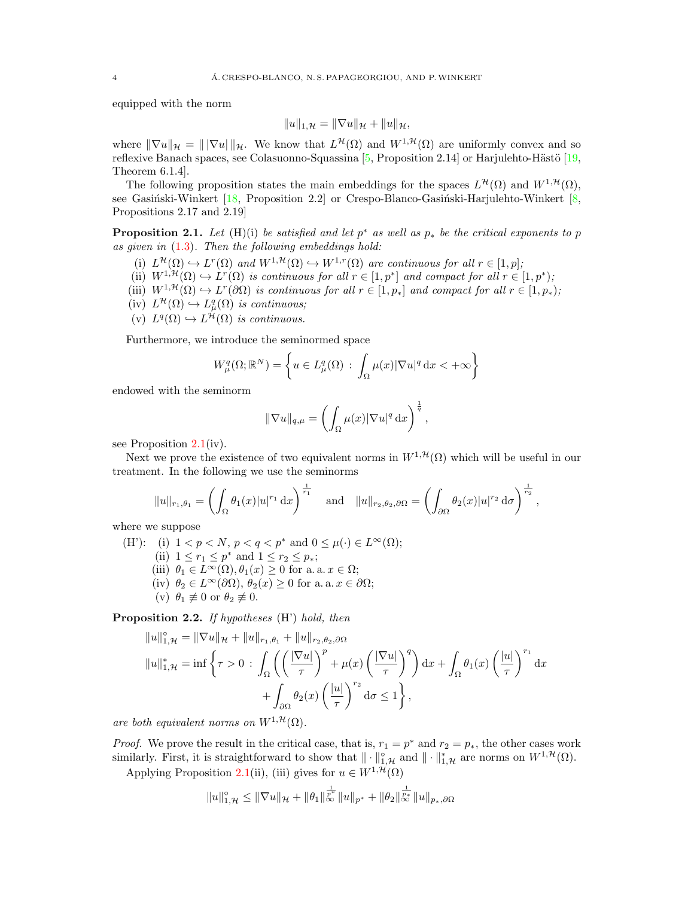equipped with the norm

$$\|u\|_{1,\mathcal{H}} = \|\nabla u\|_{\mathcal{H}} + \|u\|_{\mathcal{H}},$$

where $\|\nabla u\|_{\mathcal{H}} = \| \, |\nabla u| \, \|_{\mathcal{H}}$. We know that $L^{\mathcal{H}}(\Omega)$ and $W^{1,\mathcal{H}}(\Omega)$ are uniformly convex and so reflexive Banach spaces, see Colasuonno-Squassina [5, Proposition 2.14] or Harjulehto-Hästö [19, Theorem 6.1.4].

The following proposition states the main embeddings for the spaces $L^{\mathcal{H}}(\Omega)$ and $W^{1,\mathcal{H}}(\Omega)$, see Gasiński-Winkert [18, Proposition 2.2] or Crespo-Blanco-Gasiński-Harjulehto-Winkert [8, Propositions 2.17 and 2.19]

**Proposition 2.1.** *Let* (H)(i) *be satisfied and let $p^*$ as well as $p_*$ be the critical exponents to $p$ as given in* (1.3). *Then the following embeddings hold:*

(i) *$L^{\mathcal{H}}(\Omega) \hookrightarrow L^r(\Omega)$ and $W^{1,\mathcal{H}}(\Omega) \hookrightarrow W^{1,r}(\Omega)$ are continuous for all $r \in [1,p]$;*

(ii) *$W^{1,\mathcal{H}}(\Omega) \hookrightarrow L^r(\Omega)$ is continuous for all $r \in [1,p^*]$ and compact for all $r \in [1,p^*)$;*

(iii) *$W^{1,\mathcal{H}}(\Omega) \hookrightarrow L^r(\partial\Omega)$ is continuous for all $r \in [1,p_*]$ and compact for all $r \in [1,p_*)$;*

(iv) *$L^{\mathcal{H}}(\Omega) \hookrightarrow L^q_\mu(\Omega)$ is continuous;*

(v) *$L^q(\Omega) \hookrightarrow L^{\mathcal{H}}(\Omega)$ is continuous.*

Furthermore, we introduce the seminormed space

$$W^q_\mu(\Omega;\mathbb{R}^N) = \left\{ u \in L^q_\mu(\Omega) \, : \, \int_\Omega \mu(x)|\nabla u|^q \, \mathrm{d}x < +\infty \right\}$$

endowed with the seminorm

$$\|\nabla u\|_{q,\mu} = \left( \int_\Omega \mu(x)|\nabla u|^q \, \mathrm{d}x \right)^{\frac{1}{q}},$$

see Proposition 2.1(iv).

Next we prove the existence of two equivalent norms in $W^{1,\mathcal{H}}(\Omega)$ which will be useful in our treatment. In the following we use the seminorms

$$\|u\|_{r_1,\theta_1} = \left( \int_\Omega \theta_1(x)|u|^{r_1} \, \mathrm{d}x \right)^{\frac{1}{r_1}} \quad \text{and} \quad \|u\|_{r_2,\theta_2,\partial\Omega} = \left( \int_{\partial\Omega} \theta_2(x)|u|^{r_2} \, \mathrm{d}\sigma \right)^{\frac{1}{r_2}},$$

where we suppose

(H'): (i) $1 < p < N$, $p < q < p^*$ and $0 \leq \mu(\cdot) \in L^\infty(\Omega)$;
(ii) $1 \leq r_1 \leq p^*$ and $1 \leq r_2 \leq p_*$;
(iii) $\theta_1 \in L^\infty(\Omega), \theta_1(x) \geq 0$ for a. a. $x \in \Omega$;
(iv) $\theta_2 \in L^\infty(\partial\Omega)$, $\theta_2(x) \geq 0$ for a. a. $x \in \partial\Omega$;
(v) $\theta_1 \not\equiv 0$ or $\theta_2 \not\equiv 0$.

**Proposition 2.2.** *If hypotheses* (H') *hold, then*

$$\begin{aligned}
\|u\|^\circ_{1,\mathcal{H}} &= \|\nabla u\|_{\mathcal{H}} + \|u\|_{r_1,\theta_1} + \|u\|_{r_2,\theta_2,\partial\Omega} \\
\|u\|^*_{1,\mathcal{H}} &= \inf \left\{ \tau > 0 \, : \, \int_\Omega \left( \left( \frac{|\nabla u|}{\tau} \right)^p + \mu(x) \left( \frac{|\nabla u|}{\tau} \right)^q \right) \mathrm{d}x + \int_\Omega \theta_1(x) \left( \frac{|u|}{\tau} \right)^{r_1} \mathrm{d}x \right. \\
&\qquad \left. + \int_{\partial\Omega} \theta_2(x) \left( \frac{|u|}{\tau} \right)^{r_2} \mathrm{d}\sigma \leq 1 \right\},
\end{aligned}$$

*are both equivalent norms on $W^{1,\mathcal{H}}(\Omega)$.*

*Proof.* We prove the result in the critical case, that is, $r_1 = p^*$ and $r_2 = p_*$, the other cases work similarly. First, it is straightforward to show that $\| \cdot \|^\circ_{1,\mathcal{H}}$ and $\| \cdot \|^*_{1,\mathcal{H}}$ are norms on $W^{1,\mathcal{H}}(\Omega)$.

Applying Proposition 2.1(ii), (iii) gives for $u \in W^{1,\mathcal{H}}(\Omega)$

$$\|u\|^\circ_{1,\mathcal{H}} \leq \|\nabla u\|_{\mathcal{H}} + \|\theta_1\|_\infty^{\frac{1}{p^*}} \|u\|_{p^*} + \|\theta_2\|_\infty^{\frac{1}{p_*}} \|u\|_{p_*,\partial\Omega}$$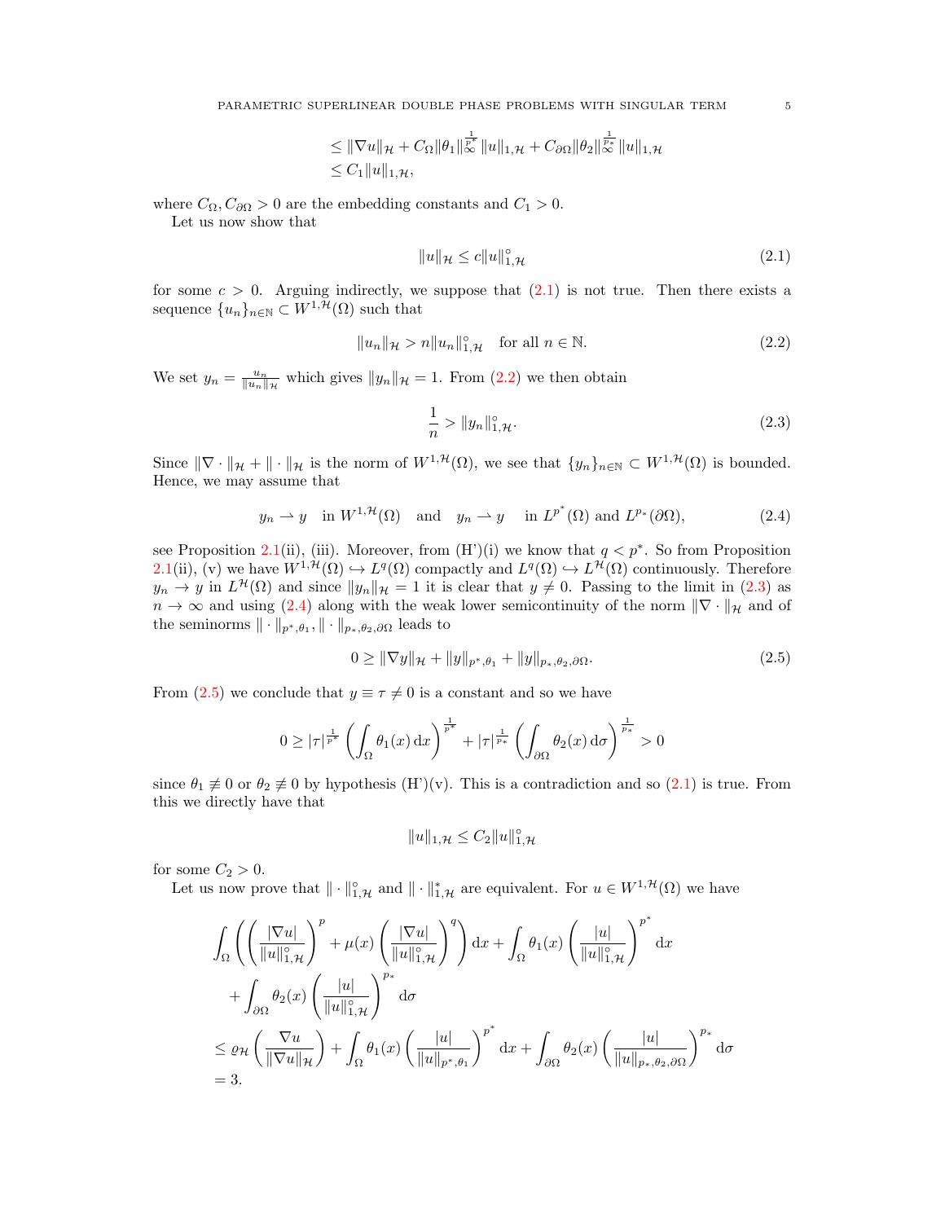$$
\begin{aligned}
&\leq \|\nabla u\|_{\mathcal{H}} + C_\Omega \|\theta_1\|_\infty^{\frac{1}{p^*}} \|u\|_{1,\mathcal{H}} + C_{\partial\Omega} \|\theta_2\|_\infty^{\frac{1}{p_*}} \|u\|_{1,\mathcal{H}} \\
&\leq C_1 \|u\|_{1,\mathcal{H}},
\end{aligned}
$$

where $C_\Omega, C_{\partial\Omega} > 0$ are the embedding constants and $C_1 > 0$.

Let us now show that

$$
\|u\|_{\mathcal{H}} \leq c \|u\|_{1,\mathcal{H}}^\circ \tag{2.1}
$$

for some $c > 0$. Arguing indirectly, we suppose that (2.1) is not true. Then there exists a sequence $\{u_n\}_{n\in\mathbb{N}} \subset W^{1,\mathcal{H}}(\Omega)$ such that

$$
\|u_n\|_{\mathcal{H}} > n \|u_n\|_{1,\mathcal{H}}^\circ \quad \text{for all } n \in \mathbb{N}. \tag{2.2}
$$

We set $y_n = \frac{u_n}{\|u_n\|_{\mathcal{H}}}$ which gives $\|y_n\|_{\mathcal{H}} = 1$. From (2.2) we then obtain

$$
\frac{1}{n} > \|y_n\|_{1,\mathcal{H}}^\circ. \tag{2.3}
$$

Since $\|\nabla \cdot\|_{\mathcal{H}} + \|\cdot\|_{\mathcal{H}}$ is the norm of $W^{1,\mathcal{H}}(\Omega)$, we see that $\{y_n\}_{n\in\mathbb{N}} \subset W^{1,\mathcal{H}}(\Omega)$ is bounded. Hence, we may assume that

$$
y_n \rightharpoonup y \quad \text{in } W^{1,\mathcal{H}}(\Omega) \quad \text{and} \quad y_n \rightharpoonup y \quad \text{in } L^{p^*}(\Omega) \text{ and } L^{p_*}(\partial\Omega), \tag{2.4}
$$

see Proposition 2.1(ii), (iii). Moreover, from (H')(i) we know that $q < p^*$. So from Proposition 2.1(ii), (v) we have $W^{1,\mathcal{H}}(\Omega) \hookrightarrow L^q(\Omega)$ compactly and $L^q(\Omega) \hookrightarrow L^{\mathcal{H}}(\Omega)$ continuously. Therefore $y_n \to y$ in $L^{\mathcal{H}}(\Omega)$ and since $\|y_n\|_{\mathcal{H}} = 1$ it is clear that $y \neq 0$. Passing to the limit in (2.3) as $n \to \infty$ and using (2.4) along with the weak lower semicontinuity of the norm $\|\nabla \cdot\|_{\mathcal{H}}$ and of the seminorms $\|\cdot\|_{p^*,\theta_1}, \|\cdot\|_{p_*,\theta_2,\partial\Omega}$ leads to

$$
0 \geq \|\nabla y\|_{\mathcal{H}} + \|y\|_{p^*,\theta_1} + \|y\|_{p_*,\theta_2,\partial\Omega}. \tag{2.5}
$$

From (2.5) we conclude that $y \equiv \tau \neq 0$ is a constant and so we have

$$
0 \geq |\tau|^{\frac{1}{p^*}} \left( \int_\Omega \theta_1(x)\,\mathrm{d}x \right)^{\frac{1}{p^*}} + |\tau|^{\frac{1}{p_*}} \left( \int_{\partial\Omega} \theta_2(x)\,\mathrm{d}\sigma \right)^{\frac{1}{p_*}} > 0
$$

since $\theta_1 \not\equiv 0$ or $\theta_2 \not\equiv 0$ by hypothesis (H')(v). This is a contradiction and so (2.1) is true. From this we directly have that

$$
\|u\|_{1,\mathcal{H}} \leq C_2 \|u\|_{1,\mathcal{H}}^\circ
$$

for some $C_2 > 0$.

Let us now prove that $\|\cdot\|_{1,\mathcal{H}}^\circ$ and $\|\cdot\|_{1,\mathcal{H}}^*$ are equivalent. For $u \in W^{1,\mathcal{H}}(\Omega)$ we have

$$
\begin{aligned}
&\int_\Omega \left( \left( \frac{|\nabla u|}{\|u\|_{1,\mathcal{H}}^\circ} \right)^p + \mu(x) \left( \frac{|\nabla u|}{\|u\|_{1,\mathcal{H}}^\circ} \right)^q \right) \mathrm{d}x + \int_\Omega \theta_1(x) \left( \frac{|u|}{\|u\|_{1,\mathcal{H}}^\circ} \right)^{p^*} \mathrm{d}x \\
&\quad + \int_{\partial\Omega} \theta_2(x) \left( \frac{|u|}{\|u\|_{1,\mathcal{H}}^\circ} \right)^{p_*} \mathrm{d}\sigma \\
&\leq \varrho_{\mathcal{H}} \left( \frac{\nabla u}{\|\nabla u\|_{\mathcal{H}}} \right) + \int_\Omega \theta_1(x) \left( \frac{|u|}{\|u\|_{p^*,\theta_1}} \right)^{p^*} \mathrm{d}x + \int_{\partial\Omega} \theta_2(x) \left( \frac{|u|}{\|u\|_{p_*,\theta_2,\partial\Omega}} \right)^{p_*} \mathrm{d}\sigma \\
&= 3.
\end{aligned}
$$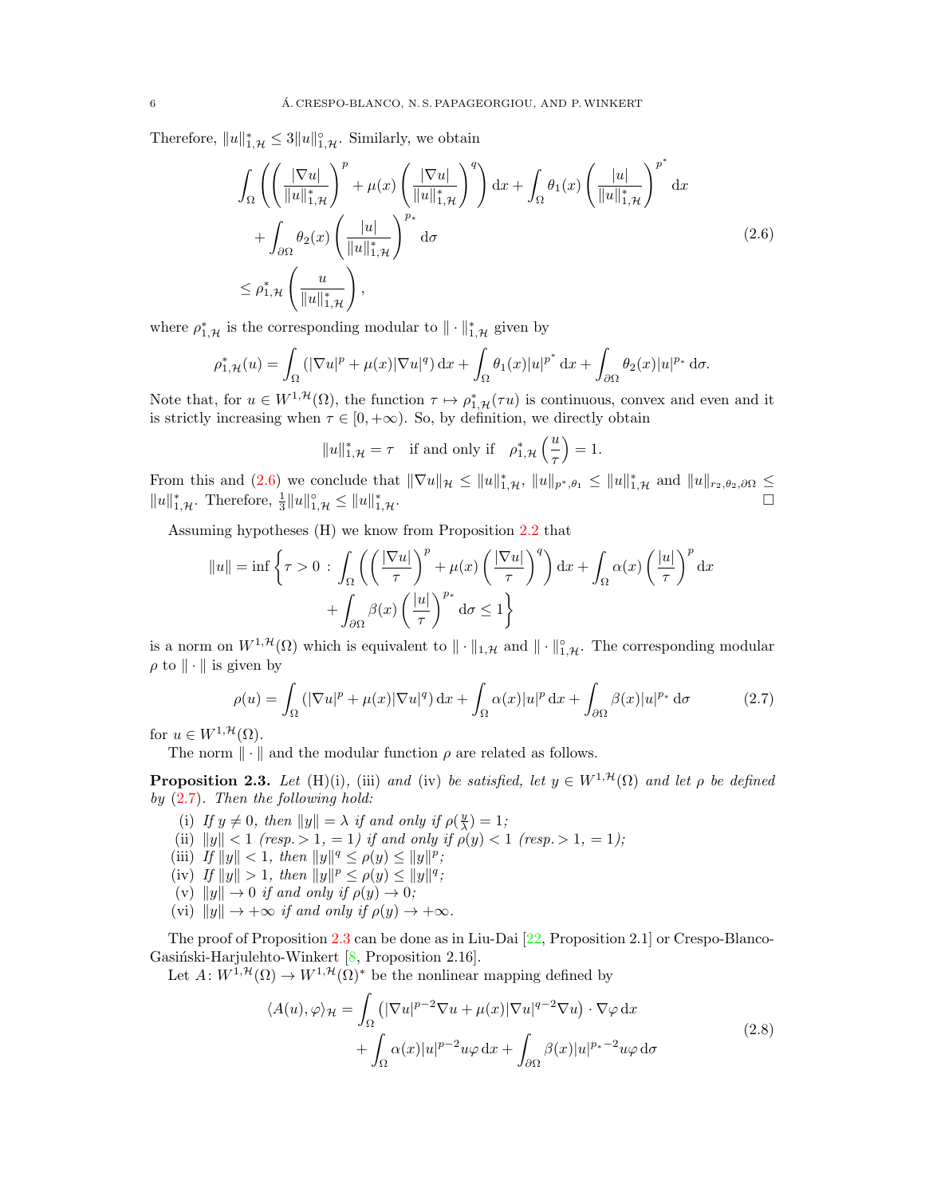Therefore, $\|u\|^*_{1,\mathcal{H}} \leq 3\|u\|^\circ_{1,\mathcal{H}}$. Similarly, we obtain

$$
\begin{aligned}
&\int_\Omega \left( \left( \frac{|\nabla u|}{\|u\|^*_{1,\mathcal{H}}} \right)^p + \mu(x) \left( \frac{|\nabla u|}{\|u\|^*_{1,\mathcal{H}}} \right)^q \right) \mathrm{d}x + \int_\Omega \theta_1(x) \left( \frac{|u|}{\|u\|^*_{1,\mathcal{H}}} \right)^{p^*} \mathrm{d}x \\
&\quad + \int_{\partial\Omega} \theta_2(x) \left( \frac{|u|}{\|u\|^*_{1,\mathcal{H}}} \right)^{p_*} \mathrm{d}\sigma \\
&\leq \rho^*_{1,\mathcal{H}} \left( \frac{u}{\|u\|^*_{1,\mathcal{H}}} \right),
\end{aligned} \tag{2.6}
$$

where $\rho^*_{1,\mathcal{H}}$ is the corresponding modular to $\|\cdot\|^*_{1,\mathcal{H}}$ given by

$$
\rho^*_{1,\mathcal{H}}(u) = \int_\Omega (|\nabla u|^p + \mu(x)|\nabla u|^q)\,\mathrm{d}x + \int_\Omega \theta_1(x)|u|^{p^*}\,\mathrm{d}x + \int_{\partial\Omega} \theta_2(x)|u|^{p_*}\,\mathrm{d}\sigma.
$$

Note that, for $u \in W^{1,\mathcal{H}}(\Omega)$, the function $\tau \mapsto \rho^*_{1,\mathcal{H}}(\tau u)$ is continuous, convex and even and it is strictly increasing when $\tau \in [0,+\infty)$. So, by definition, we directly obtain

$$
\|u\|^*_{1,\mathcal{H}} = \tau \quad \text{if and only if} \quad \rho^*_{1,\mathcal{H}}\left(\frac{u}{\tau}\right) = 1.
$$

From this and (2.6) we conclude that $\|\nabla u\|_{\mathcal{H}} \leq \|u\|^*_{1,\mathcal{H}}$, $\|u\|_{p^*,\theta_1} \leq \|u\|^*_{1,\mathcal{H}}$ and $\|u\|_{r_2,\theta_2,\partial\Omega} \leq \|u\|^*_{1,\mathcal{H}}$. Therefore, $\frac{1}{3}\|u\|^\circ_{1,\mathcal{H}} \leq \|u\|^*_{1,\mathcal{H}}$. $\square$

Assuming hypotheses (H) we know from Proposition 2.2 that

$$
\begin{aligned}
\|u\| = \inf\Bigg\{ \tau > 0 \,:\, &\int_\Omega \left( \left( \frac{|\nabla u|}{\tau} \right)^p + \mu(x) \left( \frac{|\nabla u|}{\tau} \right)^q \right) \mathrm{d}x + \int_\Omega \alpha(x) \left( \frac{|u|}{\tau} \right)^p \mathrm{d}x \\
&+ \int_{\partial\Omega} \beta(x) \left( \frac{|u|}{\tau} \right)^{p_*} \mathrm{d}\sigma \leq 1 \Bigg\}
\end{aligned}
$$

is a norm on $W^{1,\mathcal{H}}(\Omega)$ which is equivalent to $\|\cdot\|_{1,\mathcal{H}}$ and $\|\cdot\|^\circ_{1,\mathcal{H}}$. The corresponding modular $\rho$ to $\|\cdot\|$ is given by

$$
\rho(u) = \int_\Omega (|\nabla u|^p + \mu(x)|\nabla u|^q)\,\mathrm{d}x + \int_\Omega \alpha(x)|u|^p\,\mathrm{d}x + \int_{\partial\Omega} \beta(x)|u|^{p_*}\,\mathrm{d}\sigma \tag{2.7}
$$

for $u \in W^{1,\mathcal{H}}(\Omega)$.

The norm $\|\cdot\|$ and the modular function $\rho$ are related as follows.

**Proposition 2.3.** *Let* (H)(i), (iii) *and* (iv) *be satisfied, let $y \in W^{1,\mathcal{H}}(\Omega)$ and let $\rho$ be defined by* (2.7). *Then the following hold:*

(i) *If $y \neq 0$, then $\|y\| = \lambda$ if and only if $\rho(\frac{y}{\lambda}) = 1$;*
(ii) *$\|y\| < 1$ (resp. $> 1$, $= 1$) if and only if $\rho(y) < 1$ (resp. $> 1$, $= 1$);*
(iii) *If $\|y\| < 1$, then $\|y\|^q \leq \rho(y) \leq \|y\|^p$;*
(iv) *If $\|y\| > 1$, then $\|y\|^p \leq \rho(y) \leq \|y\|^q$;*
(v) *$\|y\| \to 0$ if and only if $\rho(y) \to 0$;*
(vi) *$\|y\| \to +\infty$ if and only if $\rho(y) \to +\infty$.*

The proof of Proposition 2.3 can be done as in Liu-Dai [22, Proposition 2.1] or Crespo-Blanco-Gasiński-Harjulehto-Winkert [8, Proposition 2.16].

Let $A\colon W^{1,\mathcal{H}}(\Omega) \to W^{1,\mathcal{H}}(\Omega)^*$ be the nonlinear mapping defined by

$$
\begin{aligned}
\langle A(u), \varphi \rangle_{\mathcal{H}} = &\int_\Omega \left( |\nabla u|^{p-2}\nabla u + \mu(x)|\nabla u|^{q-2}\nabla u \right) \cdot \nabla\varphi \,\mathrm{d}x \\
&+ \int_\Omega \alpha(x)|u|^{p-2}u\varphi\,\mathrm{d}x + \int_{\partial\Omega} \beta(x)|u|^{p_*-2}u\varphi\,\mathrm{d}\sigma
\end{aligned} \tag{2.8}
$$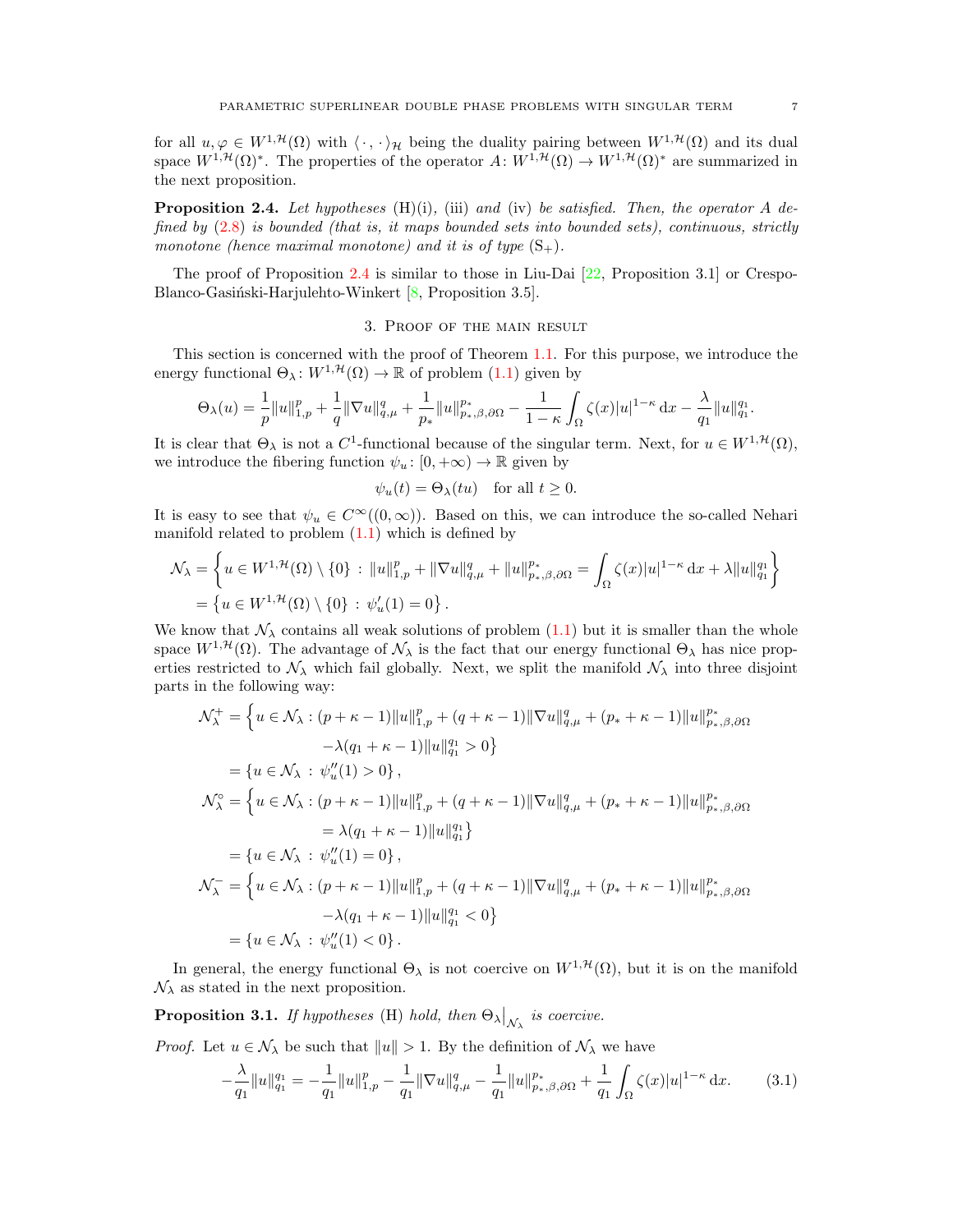for all $u, \varphi \in W^{1,\mathcal{H}}(\Omega)$ with $\langle \cdot, \cdot \rangle_{\mathcal{H}}$ being the duality pairing between $W^{1,\mathcal{H}}(\Omega)$ and its dual space $W^{1,\mathcal{H}}(\Omega)^*$. The properties of the operator $A\colon W^{1,\mathcal{H}}(\Omega) \to W^{1,\mathcal{H}}(\Omega)^*$ are summarized in the next proposition.

**Proposition 2.4.** *Let hypotheses* (H)(i), (iii) *and* (iv) *be satisfied. Then, the operator $A$ defined by* (2.8) *is bounded (that is, it maps bounded sets into bounded sets), continuous, strictly monotone (hence maximal monotone) and it is of type* $(\mathrm{S}_+)$.

The proof of Proposition 2.4 is similar to those in Liu-Dai [22, Proposition 3.1] or Crespo-Blanco-Gasiński-Harjulehto-Winkert [8, Proposition 3.5].

## 3. Proof of the main result

This section is concerned with the proof of Theorem 1.1. For this purpose, we introduce the energy functional $\Theta_\lambda\colon W^{1,\mathcal{H}}(\Omega) \to \mathbb{R}$ of problem (1.1) given by

$$\Theta_\lambda(u) = \frac{1}{p}\|u\|_{1,p}^p + \frac{1}{q}\|\nabla u\|_{q,\mu}^q + \frac{1}{p_*}\|u\|_{p_*,\beta,\partial\Omega}^{p_*} - \frac{1}{1-\kappa}\int_\Omega \zeta(x)|u|^{1-\kappa}\,\mathrm{d}x - \frac{\lambda}{q_1}\|u\|_{q_1}^{q_1}.$$

It is clear that $\Theta_\lambda$ is not a $C^1$-functional because of the singular term. Next, for $u \in W^{1,\mathcal{H}}(\Omega)$, we introduce the fibering function $\psi_u\colon [0,+\infty) \to \mathbb{R}$ given by

$$\psi_u(t) = \Theta_\lambda(tu) \quad \text{for all } t \geq 0.$$

It is easy to see that $\psi_u \in C^\infty((0,\infty))$. Based on this, we can introduce the so-called Nehari manifold related to problem (1.1) which is defined by

$$\begin{aligned}
\mathcal{N}_\lambda &= \left\{ u \in W^{1,\mathcal{H}}(\Omega)\setminus\{0\} \,:\, \|u\|_{1,p}^p + \|\nabla u\|_{q,\mu}^q + \|u\|_{p_*,\beta,\partial\Omega}^{p_*} = \int_\Omega \zeta(x)|u|^{1-\kappa}\,\mathrm{d}x + \lambda\|u\|_{q_1}^{q_1} \right\}\\
&= \left\{ u \in W^{1,\mathcal{H}}(\Omega)\setminus\{0\} \,:\, \psi_u'(1) = 0 \right\}.
\end{aligned}$$

We know that $\mathcal{N}_\lambda$ contains all weak solutions of problem (1.1) but it is smaller than the whole space $W^{1,\mathcal{H}}(\Omega)$. The advantage of $\mathcal{N}_\lambda$ is the fact that our energy functional $\Theta_\lambda$ has nice properties restricted to $\mathcal{N}_\lambda$ which fail globally. Next, we split the manifold $\mathcal{N}_\lambda$ into three disjoint parts in the following way:

$$\begin{aligned}
\mathcal{N}_\lambda^+ &= \Big\{ u \in \mathcal{N}_\lambda : (p+\kappa-1)\|u\|_{1,p}^p + (q+\kappa-1)\|\nabla u\|_{q,\mu}^q + (p_*+\kappa-1)\|u\|_{p_*,\beta,\partial\Omega}^{p_*}\\
&\qquad\qquad -\lambda(q_1+\kappa-1)\|u\|_{q_1}^{q_1} > 0 \Big\}\\
&= \left\{ u \in \mathcal{N}_\lambda \,:\, \psi_u''(1) > 0 \right\},\\
\mathcal{N}_\lambda^\circ &= \Big\{ u \in \mathcal{N}_\lambda : (p+\kappa-1)\|u\|_{1,p}^p + (q+\kappa-1)\|\nabla u\|_{q,\mu}^q + (p_*+\kappa-1)\|u\|_{p_*,\beta,\partial\Omega}^{p_*}\\
&\qquad\qquad = \lambda(q_1+\kappa-1)\|u\|_{q_1}^{q_1} \Big\}\\
&= \left\{ u \in \mathcal{N}_\lambda \,:\, \psi_u''(1) = 0 \right\},\\
\mathcal{N}_\lambda^- &= \Big\{ u \in \mathcal{N}_\lambda : (p+\kappa-1)\|u\|_{1,p}^p + (q+\kappa-1)\|\nabla u\|_{q,\mu}^q + (p_*+\kappa-1)\|u\|_{p_*,\beta,\partial\Omega}^{p_*}\\
&\qquad\qquad -\lambda(q_1+\kappa-1)\|u\|_{q_1}^{q_1} < 0 \Big\}\\
&= \left\{ u \in \mathcal{N}_\lambda \,:\, \psi_u''(1) < 0 \right\}.
\end{aligned}$$

In general, the energy functional $\Theta_\lambda$ is not coercive on $W^{1,\mathcal{H}}(\Omega)$, but it is on the manifold $\mathcal{N}_\lambda$ as stated in the next proposition.

**Proposition 3.1.** *If hypotheses* (H) *hold, then* $\Theta_\lambda\big|_{\mathcal{N}_\lambda}$ *is coercive.*

*Proof.* Let $u \in \mathcal{N}_\lambda$ be such that $\|u\| > 1$. By the definition of $\mathcal{N}_\lambda$ we have

$$-\frac{\lambda}{q_1}\|u\|_{q_1}^{q_1} = -\frac{1}{q_1}\|u\|_{1,p}^p - \frac{1}{q_1}\|\nabla u\|_{q,\mu}^q - \frac{1}{q_1}\|u\|_{p_*,\beta,\partial\Omega}^{p_*} + \frac{1}{q_1}\int_\Omega \zeta(x)|u|^{1-\kappa}\,\mathrm{d}x. \tag{3.1}$$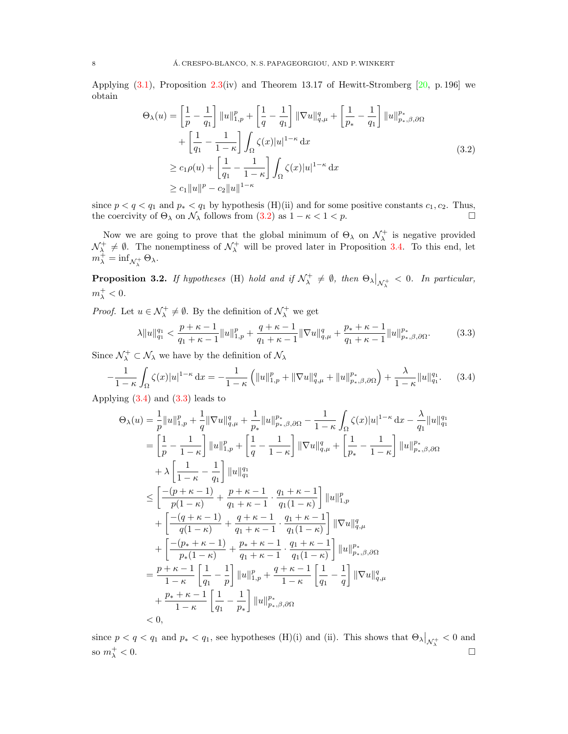Applying (3.1), Proposition 2.3(iv) and Theorem 13.17 of Hewitt-Stromberg [20, p. 196] we obtain

$$
\begin{aligned}
\Theta_\lambda(u) &= \left[\frac{1}{p}-\frac{1}{q_1}\right]\|u\|_{1,p}^p + \left[\frac{1}{q}-\frac{1}{q_1}\right]\|\nabla u\|_{q,\mu}^q + \left[\frac{1}{p_*}-\frac{1}{q_1}\right]\|u\|_{p_*,\beta,\partial\Omega}^{p_*} \\
&\quad + \left[\frac{1}{q_1}-\frac{1}{1-\kappa}\right]\int_\Omega \zeta(x)|u|^{1-\kappa}\,\mathrm{d}x \\
&\geq c_1\rho(u) + \left[\frac{1}{q_1}-\frac{1}{1-\kappa}\right]\int_\Omega \zeta(x)|u|^{1-\kappa}\,\mathrm{d}x \\
&\geq c_1\|u\|^p - c_2\|u\|^{1-\kappa}
\end{aligned}
\tag{3.2}
$$

since $p<q<q_1$ and $p_*<q_1$ by hypothesis (H)(ii) and for some positive constants $c_1, c_2$. Thus, the coercivity of $\Theta_\lambda$ on $\mathcal{N}_\lambda$ follows from (3.2) as $1-\kappa<1<p$. $\square$

Now we are going to prove that the global minimum of $\Theta_\lambda$ on $\mathcal{N}_\lambda^+$ is negative provided $\mathcal{N}_\lambda^+ \neq \emptyset$. The nonemptiness of $\mathcal{N}_\lambda^+$ will be proved later in Proposition 3.4. To this end, let $m_\lambda^+ = \inf_{\mathcal{N}_\lambda^+}\Theta_\lambda$.

**Proposition 3.2.** *If hypotheses* (H) *hold and if $\mathcal{N}_\lambda^+ \neq \emptyset$, then $\Theta_\lambda\big|_{\mathcal{N}_\lambda^+} < 0$. In particular, $m_\lambda^+ < 0$.*

*Proof.* Let $u \in \mathcal{N}_\lambda^+ \neq \emptyset$. By the definition of $\mathcal{N}_\lambda^+$ we get

$$
\lambda\|u\|_{q_1}^{q_1} < \frac{p+\kappa-1}{q_1+\kappa-1}\|u\|_{1,p}^p + \frac{q+\kappa-1}{q_1+\kappa-1}\|\nabla u\|_{q,\mu}^q + \frac{p_*+\kappa-1}{q_1+\kappa-1}\|u\|_{p_*,\beta,\partial\Omega}^{p_*}. \tag{3.3}
$$

Since $\mathcal{N}_\lambda^+ \subset \mathcal{N}_\lambda$ we have by the definition of $\mathcal{N}_\lambda$

$$
-\frac{1}{1-\kappa}\int_\Omega \zeta(x)|u|^{1-\kappa}\,\mathrm{d}x = -\frac{1}{1-\kappa}\left(\|u\|_{1,p}^p + \|\nabla u\|_{q,\mu}^q + \|u\|_{p_*,\beta,\partial\Omega}^{p_*}\right) + \frac{\lambda}{1-\kappa}\|u\|_{q_1}^{q_1}. \tag{3.4}
$$

Applying (3.4) and (3.3) leads to

$$
\begin{aligned}
\Theta_\lambda(u) &= \frac{1}{p}\|u\|_{1,p}^p + \frac{1}{q}\|\nabla u\|_{q,\mu}^q + \frac{1}{p_*}\|u\|_{p_*,\beta,\partial\Omega}^{p_*} - \frac{1}{1-\kappa}\int_\Omega \zeta(x)|u|^{1-\kappa}\,\mathrm{d}x - \frac{\lambda}{q_1}\|u\|_{q_1}^{q_1} \\
&= \left[\frac{1}{p}-\frac{1}{1-\kappa}\right]\|u\|_{1,p}^p + \left[\frac{1}{q}-\frac{1}{1-\kappa}\right]\|\nabla u\|_{q,\mu}^q + \left[\frac{1}{p_*}-\frac{1}{1-\kappa}\right]\|u\|_{p_*,\beta,\partial\Omega}^{p_*} \\
&\quad + \lambda\left[\frac{1}{1-\kappa}-\frac{1}{q_1}\right]\|u\|_{q_1}^{q_1} \\
&\leq \left[\frac{-(p+\kappa-1)}{p(1-\kappa)} + \frac{p+\kappa-1}{q_1+\kappa-1}\cdot\frac{q_1+\kappa-1}{q_1(1-\kappa)}\right]\|u\|_{1,p}^p \\
&\quad + \left[\frac{-(q+\kappa-1)}{q(1-\kappa)} + \frac{q+\kappa-1}{q_1+\kappa-1}\cdot\frac{q_1+\kappa-1}{q_1(1-\kappa)}\right]\|\nabla u\|_{q,\mu}^q \\
&\quad + \left[\frac{-(p_*+\kappa-1)}{p_*(1-\kappa)} + \frac{p_*+\kappa-1}{q_1+\kappa-1}\cdot\frac{q_1+\kappa-1}{q_1(1-\kappa)}\right]\|u\|_{p_*,\beta,\partial\Omega}^{p_*} \\
&= \frac{p+\kappa-1}{1-\kappa}\left[\frac{1}{q_1}-\frac{1}{p}\right]\|u\|_{1,p}^p + \frac{q+\kappa-1}{1-\kappa}\left[\frac{1}{q_1}-\frac{1}{q}\right]\|\nabla u\|_{q,\mu}^q \\
&\quad + \frac{p_*+\kappa-1}{1-\kappa}\left[\frac{1}{q_1}-\frac{1}{p_*}\right]\|u\|_{p_*,\beta,\partial\Omega}^{p_*} \\
&< 0,
\end{aligned}
$$

since $p<q<q_1$ and $p_*<q_1$, see hypotheses (H)(i) and (ii). This shows that $\Theta_\lambda\big|_{\mathcal{N}_\lambda^+} < 0$ and so $m_\lambda^+ < 0$. $\square$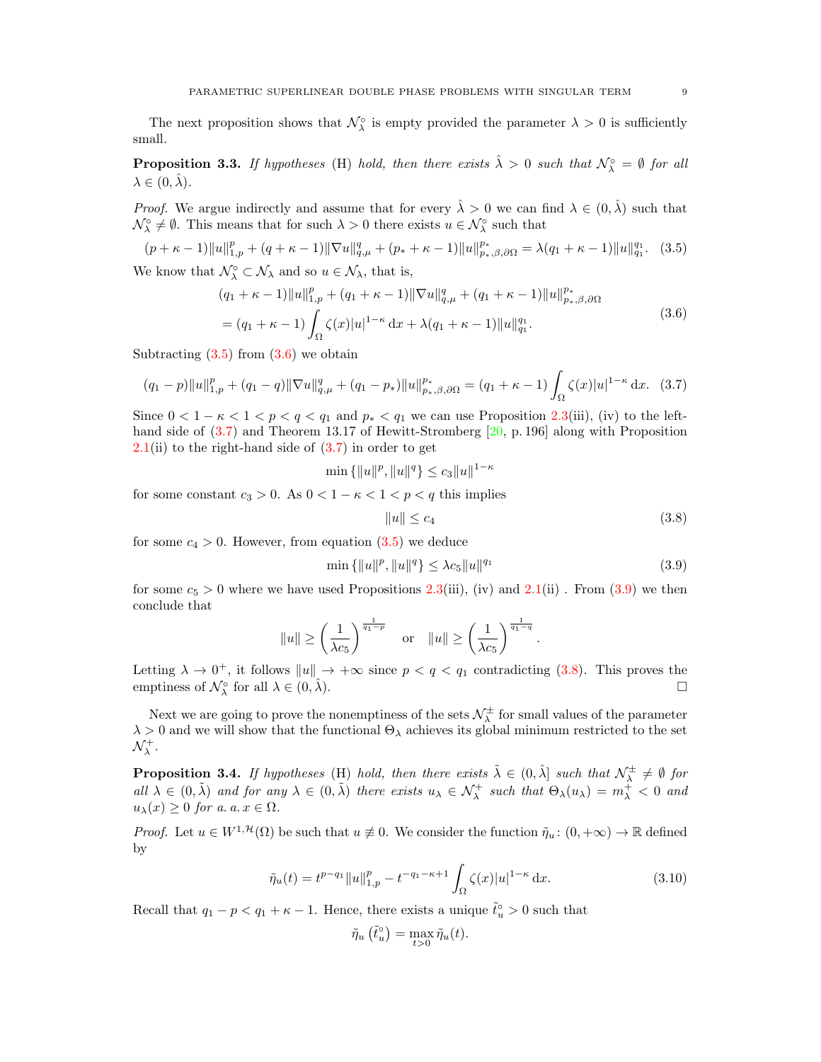The next proposition shows that $\mathcal{N}_\lambda^\circ$ is empty provided the parameter $\lambda > 0$ is sufficiently small.

**Proposition 3.3.** *If hypotheses* (H) *hold, then there exists* $\hat{\lambda} > 0$ *such that* $\mathcal{N}_\lambda^\circ = \emptyset$ *for all* $\lambda \in (0, \hat{\lambda})$.

*Proof.* We argue indirectly and assume that for every $\hat{\lambda} > 0$ we can find $\lambda \in (0, \hat{\lambda})$ such that $\mathcal{N}_\lambda^\circ \neq \emptyset$. This means that for such $\lambda > 0$ there exists $u \in \mathcal{N}_\lambda^\circ$ such that

$$(p+\kappa-1)\|u\|_{1,p}^p + (q+\kappa-1)\|\nabla u\|_{q,\mu}^q + (p_*+\kappa-1)\|u\|_{p_*,\beta,\partial\Omega}^{p_*} = \lambda(q_1+\kappa-1)\|u\|_{q_1}^{q_1}. \tag{3.5}$$

We know that $\mathcal{N}_\lambda^\circ \subset \mathcal{N}_\lambda$ and so $u \in \mathcal{N}_\lambda$, that is,

$$\begin{aligned}
&(q_1+\kappa-1)\|u\|_{1,p}^p + (q_1+\kappa-1)\|\nabla u\|_{q,\mu}^q + (q_1+\kappa-1)\|u\|_{p_*,\beta,\partial\Omega}^{p_*} \\
&= (q_1+\kappa-1)\int_\Omega \zeta(x)|u|^{1-\kappa}\,\mathrm{d}x + \lambda(q_1+\kappa-1)\|u\|_{q_1}^{q_1}.
\end{aligned} \tag{3.6}$$

Subtracting (3.5) from (3.6) we obtain

$$(q_1-p)\|u\|_{1,p}^p + (q_1-q)\|\nabla u\|_{q,\mu}^q + (q_1-p_*)\|u\|_{p_*,\beta,\partial\Omega}^{p_*} = (q_1+\kappa-1)\int_\Omega \zeta(x)|u|^{1-\kappa}\,\mathrm{d}x. \tag{3.7}$$

Since $0 < 1-\kappa < 1 < p < q < q_1$ and $p_* < q_1$ we can use Proposition 2.3(iii), (iv) to the left-hand side of (3.7) and Theorem 13.17 of Hewitt-Stromberg [20, p. 196] along with Proposition 2.1(ii) to the right-hand side of (3.7) in order to get

$$\min\left\{\|u\|^p, \|u\|^q\right\} \leq c_3\|u\|^{1-\kappa}$$

for some constant $c_3 > 0$. As $0 < 1-\kappa < 1 < p < q$ this implies

$$\|u\| \leq c_4 \tag{3.8}$$

for some $c_4 > 0$. However, from equation (3.5) we deduce

$$\min\left\{\|u\|^p, \|u\|^q\right\} \leq \lambda c_5\|u\|^{q_1} \tag{3.9}$$

for some $c_5 > 0$ where we have used Propositions 2.3(iii), (iv) and 2.1(ii) . From (3.9) we then conclude that

$$\|u\| \geq \left(\frac{1}{\lambda c_5}\right)^{\frac{1}{q_1-p}} \quad \text{or} \quad \|u\| \geq \left(\frac{1}{\lambda c_5}\right)^{\frac{1}{q_1-q}}.$$

Letting $\lambda \to 0^+$, it follows $\|u\| \to +\infty$ since $p < q < q_1$ contradicting (3.8). This proves the emptiness of $\mathcal{N}_\lambda^\circ$ for all $\lambda \in (0, \hat{\lambda})$. $\square$

Next we are going to prove the nonemptiness of the sets $\mathcal{N}_\lambda^\pm$ for small values of the parameter $\lambda > 0$ and we will show that the functional $\Theta_\lambda$ achieves its global minimum restricted to the set $\mathcal{N}_\lambda^+$.

**Proposition 3.4.** *If hypotheses* (H) *hold, then there exists* $\tilde{\lambda} \in (0, \hat{\lambda}]$ *such that* $\mathcal{N}_\lambda^\pm \neq \emptyset$ *for all* $\lambda \in (0, \tilde{\lambda})$ *and for any* $\lambda \in (0, \tilde{\lambda})$ *there exists* $u_\lambda \in \mathcal{N}_\lambda^+$ *such that* $\Theta_\lambda(u_\lambda) = m_\lambda^+ < 0$ *and* $u_\lambda(x) \geq 0$ *for a. a.* $x \in \Omega$.

*Proof.* Let $u \in W^{1,\mathcal{H}}(\Omega)$ be such that $u \not\equiv 0$. We consider the function $\tilde{\eta}_u\colon (0, +\infty) \to \mathbb{R}$ defined by

$$\tilde{\eta}_u(t) = t^{p-q_1}\|u\|_{1,p}^p - t^{-q_1-\kappa+1}\int_\Omega \zeta(x)|u|^{1-\kappa}\,\mathrm{d}x. \tag{3.10}$$

Recall that $q_1 - p < q_1 + \kappa - 1$. Hence, there exists a unique $\tilde{t}_u^\circ > 0$ such that

$$\tilde{\eta}_u\left(\tilde{t}_u^\circ\right) = \max_{t>0} \tilde{\eta}_u(t).$$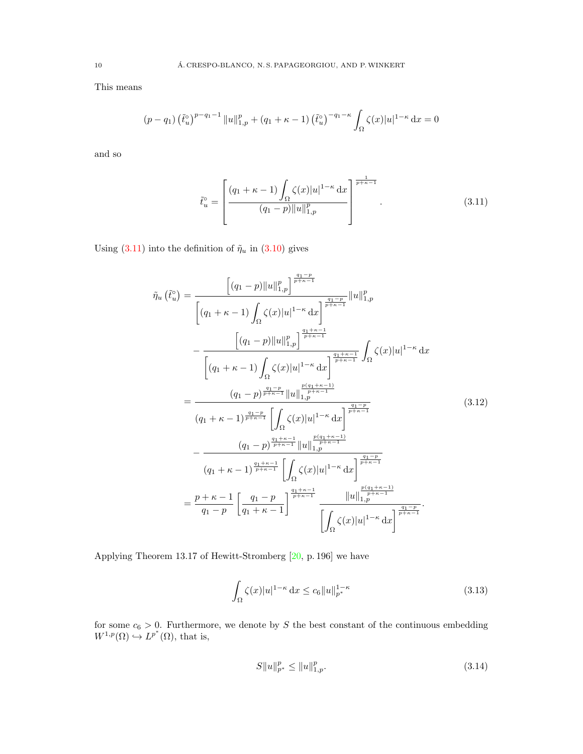This means

$$
(p-q_1)\left(\tilde{t}_u^\circ\right)^{p-q_1-1}\|u\|_{1,p}^p+(q_1+\kappa-1)\left(\tilde{t}_u^\circ\right)^{-q_1-\kappa}\int_\Omega \zeta(x)|u|^{1-\kappa}\,\mathrm{d}x=0
$$

and so

$$
\tilde{t}_u^\circ=\left[\frac{(q_1+\kappa-1)\displaystyle\int_\Omega \zeta(x)|u|^{1-\kappa}\,\mathrm{d}x}{(q_1-p)\|u\|_{1,p}^p}\right]^{\frac{1}{p+\kappa-1}}. \tag{3.11}
$$

Using (3.11) into the definition of $\tilde{\eta}_u$ in (3.10) gives

$$
\begin{aligned}
\tilde{\eta}_u\left(\tilde{t}_u^\circ\right)&=\frac{\left[(q_1-p)\|u\|_{1,p}^p\right]^{\frac{q_1-p}{p+\kappa-1}}}{\left[(q_1+\kappa-1)\displaystyle\int_\Omega \zeta(x)|u|^{1-\kappa}\,\mathrm{d}x\right]^{\frac{q_1-p}{p+\kappa-1}}}\|u\|_{1,p}^p\\
&\quad-\frac{\left[(q_1-p)\|u\|_{1,p}^p\right]^{\frac{q_1+\kappa-1}{p+\kappa-1}}}{\left[(q_1+\kappa-1)\displaystyle\int_\Omega \zeta(x)|u|^{1-\kappa}\,\mathrm{d}x\right]^{\frac{q_1+\kappa-1}{p+\kappa-1}}}\int_\Omega \zeta(x)|u|^{1-\kappa}\,\mathrm{d}x\\
&=\frac{(q_1-p)^{\frac{q_1-p}{p+\kappa-1}}\|u\|_{1,p}^{\frac{p(q_1+\kappa-1)}{p+\kappa-1}}}{(q_1+\kappa-1)^{\frac{q_1-p}{p+\kappa-1}}\left[\displaystyle\int_\Omega \zeta(x)|u|^{1-\kappa}\,\mathrm{d}x\right]^{\frac{q_1-p}{p+\kappa-1}}}\\
&\quad-\frac{(q_1-p)^{\frac{q_1+\kappa-1}{p+\kappa-1}}\|u\|_{1,p}^{\frac{p(q_1+\kappa-1)}{p+\kappa-1}}}{(q_1+\kappa-1)^{\frac{q_1+\kappa-1}{p+\kappa-1}}\left[\displaystyle\int_\Omega \zeta(x)|u|^{1-\kappa}\,\mathrm{d}x\right]^{\frac{q_1-p}{p+\kappa-1}}}\\
&=\frac{p+\kappa-1}{q_1-p}\left[\frac{q_1-p}{q_1+\kappa-1}\right]^{\frac{q_1+\kappa-1}{p+\kappa-1}}\frac{\|u\|_{1,p}^{\frac{p(q_1+\kappa-1)}{p+\kappa-1}}}{\left[\displaystyle\int_\Omega \zeta(x)|u|^{1-\kappa}\,\mathrm{d}x\right]^{\frac{q_1-p}{p+\kappa-1}}}.
\end{aligned} \tag{3.12}
$$

Applying Theorem 13.17 of Hewitt-Stromberg [20, p. 196] we have

$$
\int_\Omega \zeta(x)|u|^{1-\kappa}\,\mathrm{d}x\le c_6\|u\|_{p^*}^{1-\kappa} \tag{3.13}
$$

for some $c_6>0$. Furthermore, we denote by $S$ the best constant of the continuous embedding $W^{1,p}(\Omega)\hookrightarrow L^{p^*}(\Omega)$, that is,

$$
S\|u\|_{p^*}^p\le\|u\|_{1,p}^p. \tag{3.14}
$$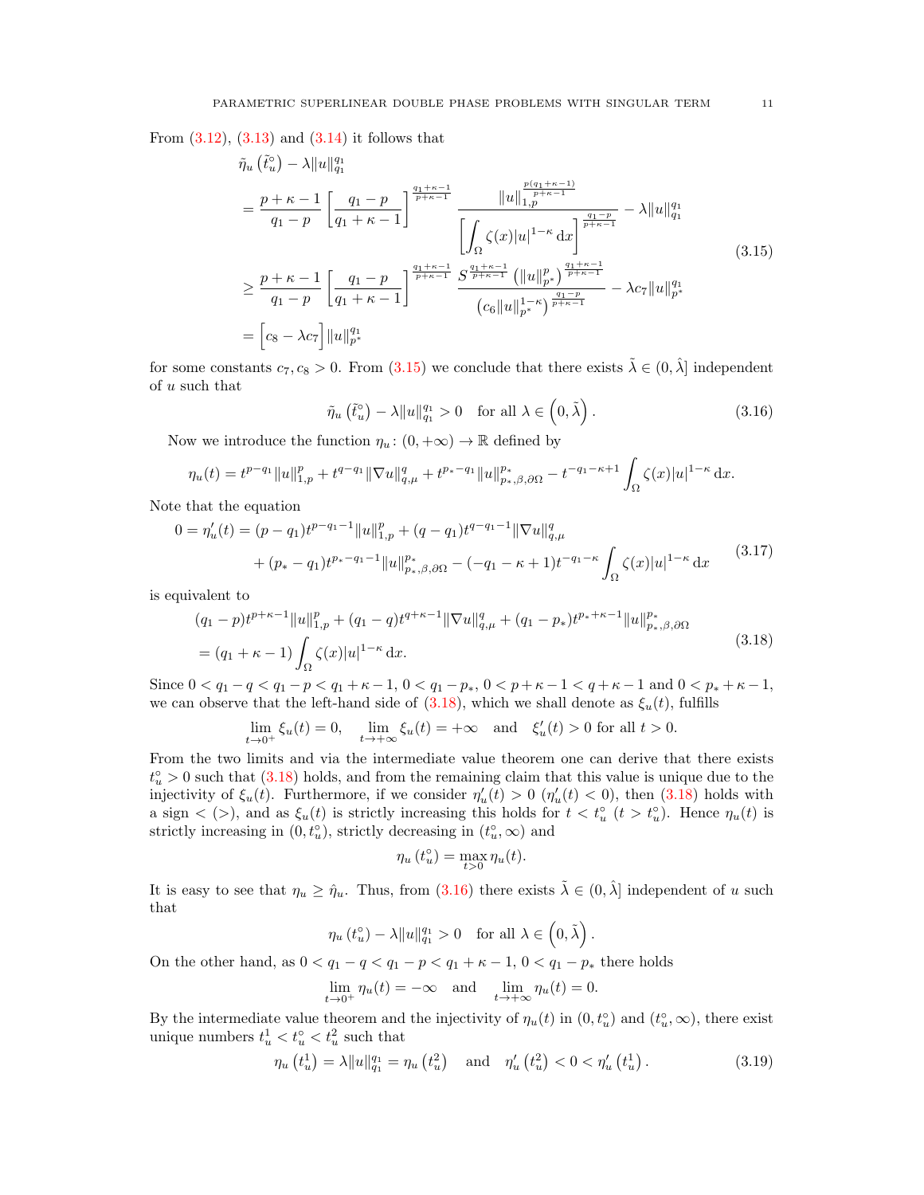From (3.12), (3.13) and (3.14) it follows that

$$
\begin{aligned}
&\tilde{\eta}_u\left(\tilde{t}_u^{\circ}\right) - \lambda \|u\|_{q_1}^{q_1} \\
&= \frac{p+\kappa-1}{q_1-p}\left[\frac{q_1-p}{q_1+\kappa-1}\right]^{\frac{q_1+\kappa-1}{p+\kappa-1}} \frac{\|u\|_{1,p}^{\frac{p(q_1+\kappa-1)}{p+\kappa-1}}}{\left[\int_\Omega \zeta(x)|u|^{1-\kappa}\,\mathrm{d}x\right]^{\frac{q_1-p}{p+\kappa-1}}} - \lambda\|u\|_{q_1}^{q_1} \\
&\geq \frac{p+\kappa-1}{q_1-p}\left[\frac{q_1-p}{q_1+\kappa-1}\right]^{\frac{q_1+\kappa-1}{p+\kappa-1}} \frac{S^{\frac{q_1+\kappa-1}{p+\kappa-1}}\left(\|u\|_{p^*}^{p}\right)^{\frac{q_1+\kappa-1}{p+\kappa-1}}}{\left(c_6\|u\|_{p^*}^{1-\kappa}\right)^{\frac{q_1-p}{p+\kappa-1}}} - \lambda c_7 \|u\|_{p^*}^{q_1} \\
&= \Big[c_8 - \lambda c_7\Big]\|u\|_{p^*}^{q_1}
\end{aligned}
\tag{3.15}
$$

for some constants $c_7, c_8 > 0$. From (3.15) we conclude that there exists $\tilde{\lambda} \in (0, \hat{\lambda}]$ independent of $u$ such that

$$
\tilde{\eta}_u\left(\tilde{t}_u^{\circ}\right) - \lambda\|u\|_{q_1}^{q_1} > 0 \quad \text{for all } \lambda \in \left(0, \tilde{\lambda}\right). \tag{3.16}
$$

Now we introduce the function $\eta_u \colon (0,+\infty) \to \mathbb{R}$ defined by

$$
\eta_u(t) = t^{p-q_1}\|u\|_{1,p}^p + t^{q-q_1}\|\nabla u\|_{q,\mu}^q + t^{p_*-q_1}\|u\|_{p_*,\beta,\partial\Omega}^{p_*} - t^{-q_1-\kappa+1}\int_\Omega \zeta(x)|u|^{1-\kappa}\,\mathrm{d}x.
$$

Note that the equation

$$
\begin{aligned}
0 = \eta_u'(t) &= (p-q_1)t^{p-q_1-1}\|u\|_{1,p}^p + (q-q_1)t^{q-q_1-1}\|\nabla u\|_{q,\mu}^q \\
&\quad + (p_*-q_1)t^{p_*-q_1-1}\|u\|_{p_*,\beta,\partial\Omega}^{p_*} - (-q_1-\kappa+1)t^{-q_1-\kappa}\int_\Omega \zeta(x)|u|^{1-\kappa}\,\mathrm{d}x
\end{aligned}
\tag{3.17}
$$

is equivalent to

$$
\begin{aligned}
&(q_1-p)t^{p+\kappa-1}\|u\|_{1,p}^p + (q_1-q)t^{q+\kappa-1}\|\nabla u\|_{q,\mu}^q + (q_1-p_*)t^{p_*+\kappa-1}\|u\|_{p_*,\beta,\partial\Omega}^{p_*} \\
&= (q_1+\kappa-1)\int_\Omega \zeta(x)|u|^{1-\kappa}\,\mathrm{d}x.
\end{aligned}
\tag{3.18}
$$

Since $0 < q_1 - q < q_1 - p < q_1 + \kappa - 1$, $0 < q_1 - p_*$, $0 < p + \kappa - 1 < q + \kappa - 1$ and $0 < p_* + \kappa - 1$, we can observe that the left-hand side of (3.18), which we shall denote as $\xi_u(t)$, fulfills

$$
\lim_{t\to 0^+}\xi_u(t) = 0, \quad \lim_{t\to+\infty}\xi_u(t) = +\infty \quad \text{and} \quad \xi_u'(t) > 0 \text{ for all } t > 0.
$$

From the two limits and via the intermediate value theorem one can derive that there exists $t_u^{\circ} > 0$ such that (3.18) holds, and from the remaining claim that this value is unique due to the injectivity of $\xi_u(t)$. Furthermore, if we consider $\eta_u'(t) > 0$ ($\eta_u'(t) < 0$), then (3.18) holds with a sign $<$ ($>$), and as $\xi_u(t)$ is strictly increasing this holds for $t < t_u^{\circ}$ ($t > t_u^{\circ}$). Hence $\eta_u(t)$ is strictly increasing in $(0, t_u^{\circ})$, strictly decreasing in $(t_u^{\circ}, \infty)$ and

$$
\eta_u\left(t_u^{\circ}\right) = \max_{t>0}\eta_u(t).
$$

It is easy to see that $\eta_u \geq \hat{\eta}_u$. Thus, from (3.16) there exists $\tilde{\lambda} \in (0, \hat{\lambda}]$ independent of $u$ such that

$$
\eta_u\left(t_u^{\circ}\right) - \lambda\|u\|_{q_1}^{q_1} > 0 \quad \text{for all } \lambda \in \left(0, \tilde{\lambda}\right).
$$

On the other hand, as $0 < q_1 - q < q_1 - p < q_1 + \kappa - 1$, $0 < q_1 - p_*$ there holds

$$
\lim_{t\to 0^+}\eta_u(t) = -\infty \quad \text{and} \quad \lim_{t\to+\infty}\eta_u(t) = 0.
$$

By the intermediate value theorem and the injectivity of $\eta_u(t)$ in $(0, t_u^{\circ})$ and $(t_u^{\circ}, \infty)$, there exist unique numbers $t_u^1 < t_u^{\circ} < t_u^2$ such that

$$
\eta_u\left(t_u^1\right) = \lambda\|u\|_{q_1}^{q_1} = \eta_u\left(t_u^2\right) \quad \text{and} \quad \eta_u'\left(t_u^2\right) < 0 < \eta_u'\left(t_u^1\right). \tag{3.19}
$$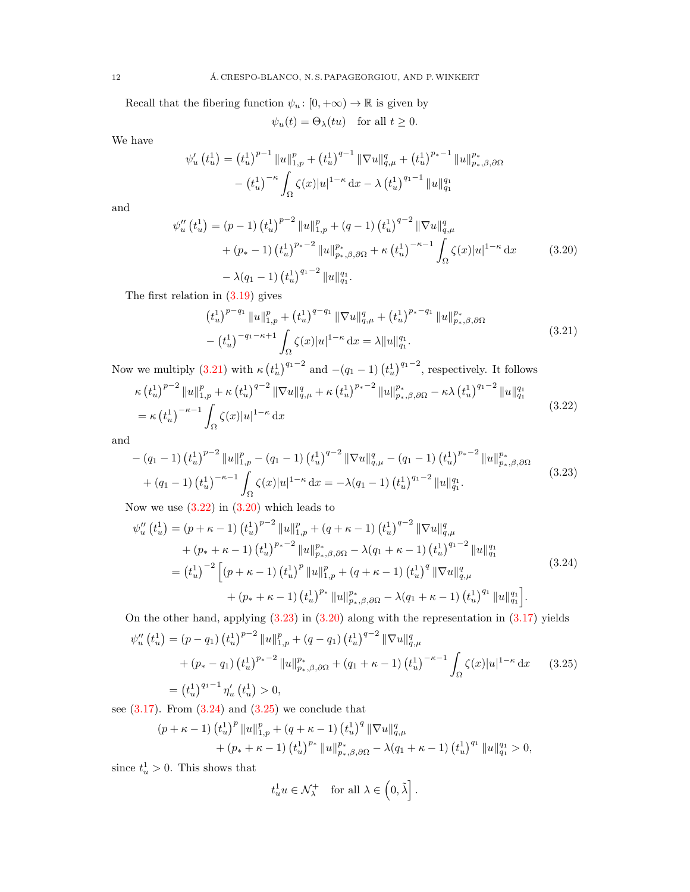Recall that the fibering function $\psi_u\colon [0,+\infty)\to\mathbb{R}$ is given by

$$\psi_u(t)=\Theta_\lambda(tu)\quad \text{for all } t\geq 0.$$

We have

$$\begin{aligned}
\psi_u'\left(t_u^1\right)&=\left(t_u^1\right)^{p-1}\|u\|_{1,p}^p+\left(t_u^1\right)^{q-1}\|\nabla u\|_{q,\mu}^q+\left(t_u^1\right)^{p_*-1}\|u\|_{p_*,\beta,\partial\Omega}^{p_*}\\
&\quad-\left(t_u^1\right)^{-\kappa}\int_\Omega \zeta(x)|u|^{1-\kappa}\,\mathrm{d}x-\lambda\left(t_u^1\right)^{q_1-1}\|u\|_{q_1}^{q_1}
\end{aligned}$$

and

$$\begin{aligned}
\psi_u''\left(t_u^1\right)&=(p-1)\left(t_u^1\right)^{p-2}\|u\|_{1,p}^p+(q-1)\left(t_u^1\right)^{q-2}\|\nabla u\|_{q,\mu}^q\\
&\quad+(p_*-1)\left(t_u^1\right)^{p_*-2}\|u\|_{p_*,\beta,\partial\Omega}^{p_*}+\kappa\left(t_u^1\right)^{-\kappa-1}\int_\Omega \zeta(x)|u|^{1-\kappa}\,\mathrm{d}x\\
&\quad-\lambda(q_1-1)\left(t_u^1\right)^{q_1-2}\|u\|_{q_1}^{q_1}.
\end{aligned}\tag{3.20}$$

The first relation in (3.19) gives

$$\begin{aligned}
&\left(t_u^1\right)^{p-q_1}\|u\|_{1,p}^p+\left(t_u^1\right)^{q-q_1}\|\nabla u\|_{q,\mu}^q+\left(t_u^1\right)^{p_*-q_1}\|u\|_{p_*,\beta,\partial\Omega}^{p_*}\\
&-\left(t_u^1\right)^{-q_1-\kappa+1}\int_\Omega \zeta(x)|u|^{1-\kappa}\,\mathrm{d}x=\lambda\|u\|_{q_1}^{q_1}.
\end{aligned}\tag{3.21}$$

Now we multiply (3.21) with $\kappa\left(t_u^1\right)^{q_1-2}$ and $-(q_1-1)\left(t_u^1\right)^{q_1-2}$, respectively. It follows

$$\begin{aligned}
&\kappa\left(t_u^1\right)^{p-2}\|u\|_{1,p}^p+\kappa\left(t_u^1\right)^{q-2}\|\nabla u\|_{q,\mu}^q+\kappa\left(t_u^1\right)^{p_*-2}\|u\|_{p_*,\beta,\partial\Omega}^{p_*}-\kappa\lambda\left(t_u^1\right)^{q_1-2}\|u\|_{q_1}^{q_1}\\
&=\kappa\left(t_u^1\right)^{-\kappa-1}\int_\Omega \zeta(x)|u|^{1-\kappa}\,\mathrm{d}x
\end{aligned}\tag{3.22}$$

and

$$\begin{aligned}
&-(q_1-1)\left(t_u^1\right)^{p-2}\|u\|_{1,p}^p-(q_1-1)\left(t_u^1\right)^{q-2}\|\nabla u\|_{q,\mu}^q-(q_1-1)\left(t_u^1\right)^{p_*-2}\|u\|_{p_*,\beta,\partial\Omega}^{p_*}\\
&+(q_1-1)\left(t_u^1\right)^{-\kappa-1}\int_\Omega \zeta(x)|u|^{1-\kappa}\,\mathrm{d}x=-\lambda(q_1-1)\left(t_u^1\right)^{q_1-2}\|u\|_{q_1}^{q_1}.
\end{aligned}\tag{3.23}$$

Now we use (3.22) in (3.20) which leads to

$$\begin{aligned}
\psi_u''\left(t_u^1\right)&=(p+\kappa-1)\left(t_u^1\right)^{p-2}\|u\|_{1,p}^p+(q+\kappa-1)\left(t_u^1\right)^{q-2}\|\nabla u\|_{q,\mu}^q\\
&\quad+(p_*+\kappa-1)\left(t_u^1\right)^{p_*-2}\|u\|_{p_*,\beta,\partial\Omega}^{p_*}-\lambda(q_1+\kappa-1)\left(t_u^1\right)^{q_1-2}\|u\|_{q_1}^{q_1}\\
&=\left(t_u^1\right)^{-2}\Big[(p+\kappa-1)\left(t_u^1\right)^{p}\|u\|_{1,p}^p+(q+\kappa-1)\left(t_u^1\right)^{q}\|\nabla u\|_{q,\mu}^q\\
&\qquad+(p_*+\kappa-1)\left(t_u^1\right)^{p_*}\|u\|_{p_*,\beta,\partial\Omega}^{p_*}-\lambda(q_1+\kappa-1)\left(t_u^1\right)^{q_1}\|u\|_{q_1}^{q_1}\Big].
\end{aligned}\tag{3.24}$$

On the other hand, applying (3.23) in (3.20) along with the representation in (3.17) yields

$$\begin{aligned}
\psi_u''\left(t_u^1\right)&=(p-q_1)\left(t_u^1\right)^{p-2}\|u\|_{1,p}^p+(q-q_1)\left(t_u^1\right)^{q-2}\|\nabla u\|_{q,\mu}^q\\
&\quad+(p_*-q_1)\left(t_u^1\right)^{p_*-2}\|u\|_{p_*,\beta,\partial\Omega}^{p_*}+(q_1+\kappa-1)\left(t_u^1\right)^{-\kappa-1}\int_\Omega \zeta(x)|u|^{1-\kappa}\,\mathrm{d}x\\
&=\left(t_u^1\right)^{q_1-1}\eta_u'\left(t_u^1\right)>0,
\end{aligned}\tag{3.25}$$

see (3.17). From (3.24) and (3.25) we conclude that

$$\begin{aligned}
&(p+\kappa-1)\left(t_u^1\right)^{p}\|u\|_{1,p}^p+(q+\kappa-1)\left(t_u^1\right)^{q}\|\nabla u\|_{q,\mu}^q\\
&\quad+(p_*+\kappa-1)\left(t_u^1\right)^{p_*}\|u\|_{p_*,\beta,\partial\Omega}^{p_*}-\lambda(q_1+\kappa-1)\left(t_u^1\right)^{q_1}\|u\|_{q_1}^{q_1}>0,
\end{aligned}$$

since $t_u^1>0$. This shows that

$$t_u^1 u\in\mathcal{N}_\lambda^+\quad \text{for all } \lambda\in\left(0,\tilde{\lambda}\right].$$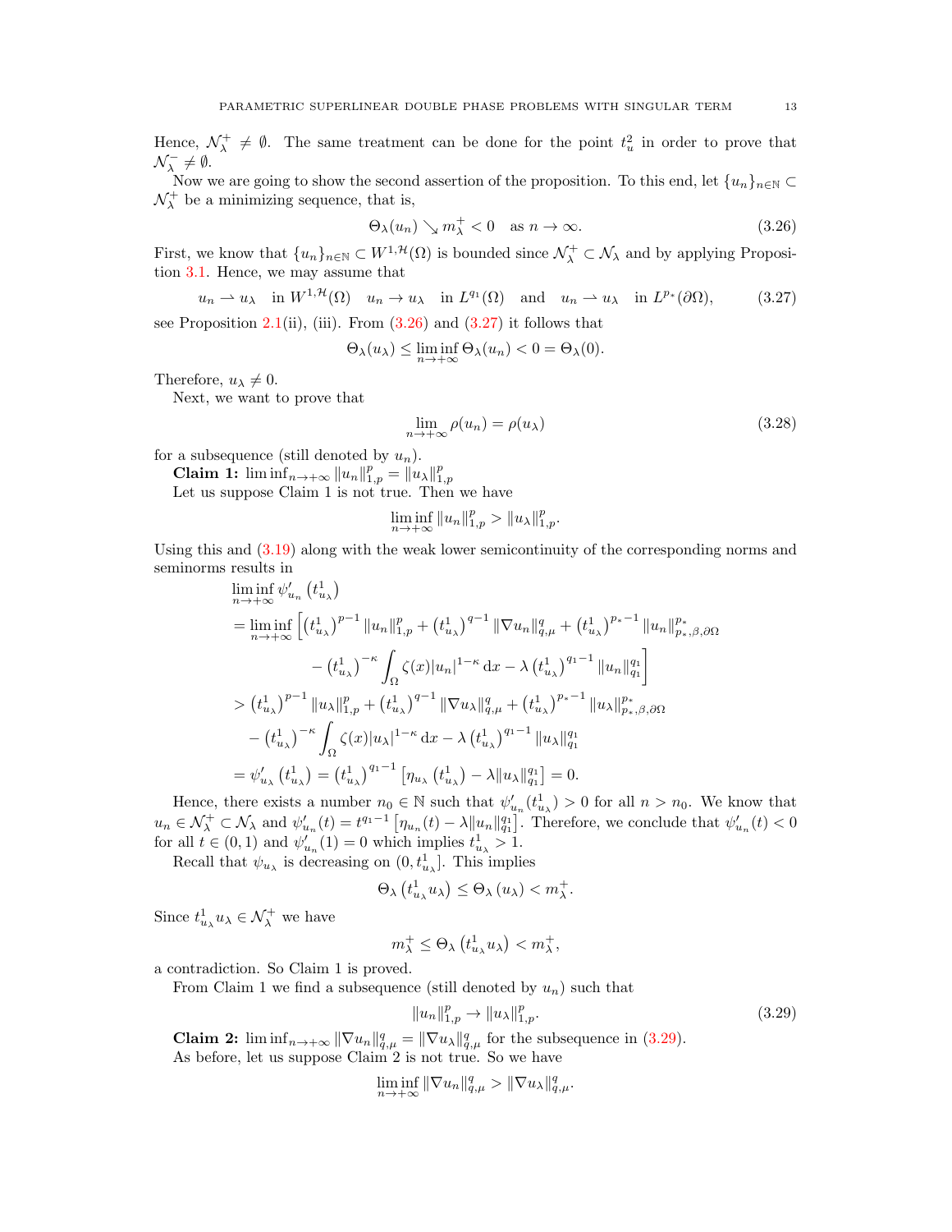Hence, $\mathcal{N}_\lambda^+ \neq \emptyset$. The same treatment can be done for the point $t_u^2$ in order to prove that $\mathcal{N}_\lambda^- \neq \emptyset$.

Now we are going to show the second assertion of the proposition. To this end, let $\{u_n\}_{n\in\mathbb{N}} \subset \mathcal{N}_\lambda^+$ be a minimizing sequence, that is,

$$\Theta_\lambda(u_n) \searrow m_\lambda^+ < 0 \quad \text{as } n \to \infty. \tag{3.26}$$

First, we know that $\{u_n\}_{n\in\mathbb{N}} \subset W^{1,\mathcal{H}}(\Omega)$ is bounded since $\mathcal{N}_\lambda^+ \subset \mathcal{N}_\lambda$ and by applying Proposition 3.1. Hence, we may assume that

$$u_n \rightharpoonup u_\lambda \quad \text{in } W^{1,\mathcal{H}}(\Omega) \quad u_n \to u_\lambda \quad \text{in } L^{q_1}(\Omega) \quad \text{and} \quad u_n \rightharpoonup u_\lambda \quad \text{in } L^{p_*}(\partial\Omega), \tag{3.27}$$

see Proposition 2.1(ii), (iii). From (3.26) and (3.27) it follows that

$$\Theta_\lambda(u_\lambda) \leq \liminf_{n\to+\infty} \Theta_\lambda(u_n) < 0 = \Theta_\lambda(0).$$

Therefore, $u_\lambda \neq 0$.

Next, we want to prove that

$$\lim_{n\to+\infty} \rho(u_n) = \rho(u_\lambda) \tag{3.28}$$

for a subsequence (still denoted by $u_n$).

**Claim 1:** $\liminf_{n\to+\infty} \|u_n\|_{1,p}^p = \|u_\lambda\|_{1,p}^p$

Let us suppose Claim 1 is not true. Then we have

$$\liminf_{n\to+\infty} \|u_n\|_{1,p}^p > \|u_\lambda\|_{1,p}^p.$$

Using this and (3.19) along with the weak lower semicontinuity of the corresponding norms and seminorms results in

$$\begin{aligned}
&\liminf_{n\to+\infty} \psi'_{u_n}\left(t^1_{u_\lambda}\right) \\
&= \liminf_{n\to+\infty} \Big[\left(t^1_{u_\lambda}\right)^{p-1} \|u_n\|_{1,p}^p + \left(t^1_{u_\lambda}\right)^{q-1} \|\nabla u_n\|_{q,\mu}^q + \left(t^1_{u_\lambda}\right)^{p_*-1} \|u_n\|_{p_*,\beta,\partial\Omega}^{p_*} \\
&\qquad - \left(t^1_{u_\lambda}\right)^{-\kappa} \int_\Omega \zeta(x)|u_n|^{1-\kappa}\,\mathrm{d}x - \lambda\left(t^1_{u_\lambda}\right)^{q_1-1} \|u_n\|_{q_1}^{q_1}\Big] \\
&> \left(t^1_{u_\lambda}\right)^{p-1} \|u_\lambda\|_{1,p}^p + \left(t^1_{u_\lambda}\right)^{q-1} \|\nabla u_\lambda\|_{q,\mu}^q + \left(t^1_{u_\lambda}\right)^{p_*-1} \|u_\lambda\|_{p_*,\beta,\partial\Omega}^{p_*} \\
&\quad - \left(t^1_{u_\lambda}\right)^{-\kappa} \int_\Omega \zeta(x)|u_\lambda|^{1-\kappa}\,\mathrm{d}x - \lambda\left(t^1_{u_\lambda}\right)^{q_1-1} \|u_\lambda\|_{q_1}^{q_1} \\
&= \psi'_{u_\lambda}\left(t^1_{u_\lambda}\right) = \left(t^1_{u_\lambda}\right)^{q_1-1}\left[\eta_{u_\lambda}\left(t^1_{u_\lambda}\right) - \lambda\|u_\lambda\|_{q_1}^{q_1}\right] = 0.
\end{aligned}$$

Hence, there exists a number $n_0 \in \mathbb{N}$ such that $\psi'_{u_n}(t^1_{u_\lambda}) > 0$ for all $n > n_0$. We know that $u_n \in \mathcal{N}_\lambda^+ \subset \mathcal{N}_\lambda$ and $\psi'_{u_n}(t) = t^{q_1-1}\left[\eta_{u_n}(t) - \lambda\|u_n\|_{q_1}^{q_1}\right]$. Therefore, we conclude that $\psi'_{u_n}(t) < 0$ for all $t \in (0,1)$ and $\psi'_{u_n}(1) = 0$ which implies $t^1_{u_\lambda} > 1$.

Recall that $\psi_{u_\lambda}$ is decreasing on $(0, t^1_{u_\lambda}]$. This implies

$$\Theta_\lambda\left(t^1_{u_\lambda} u_\lambda\right) \leq \Theta_\lambda\left(u_\lambda\right) < m_\lambda^+.$$

Since $t^1_{u_\lambda} u_\lambda \in \mathcal{N}_\lambda^+$ we have

$$m_\lambda^+ \leq \Theta_\lambda\left(t^1_{u_\lambda} u_\lambda\right) < m_\lambda^+,$$

a contradiction. So Claim 1 is proved.

From Claim 1 we find a subsequence (still denoted by $u_n$) such that

$$\|u_n\|_{1,p}^p \to \|u_\lambda\|_{1,p}^p. \tag{3.29}$$

**Claim 2:** $\liminf_{n\to+\infty} \|\nabla u_n\|_{q,\mu}^q = \|\nabla u_\lambda\|_{q,\mu}^q$ for the subsequence in (3.29).

As before, let us suppose Claim 2 is not true. So we have

$$\liminf_{n\to+\infty} \|\nabla u_n\|_{q,\mu}^q > \|\nabla u_\lambda\|_{q,\mu}^q.$$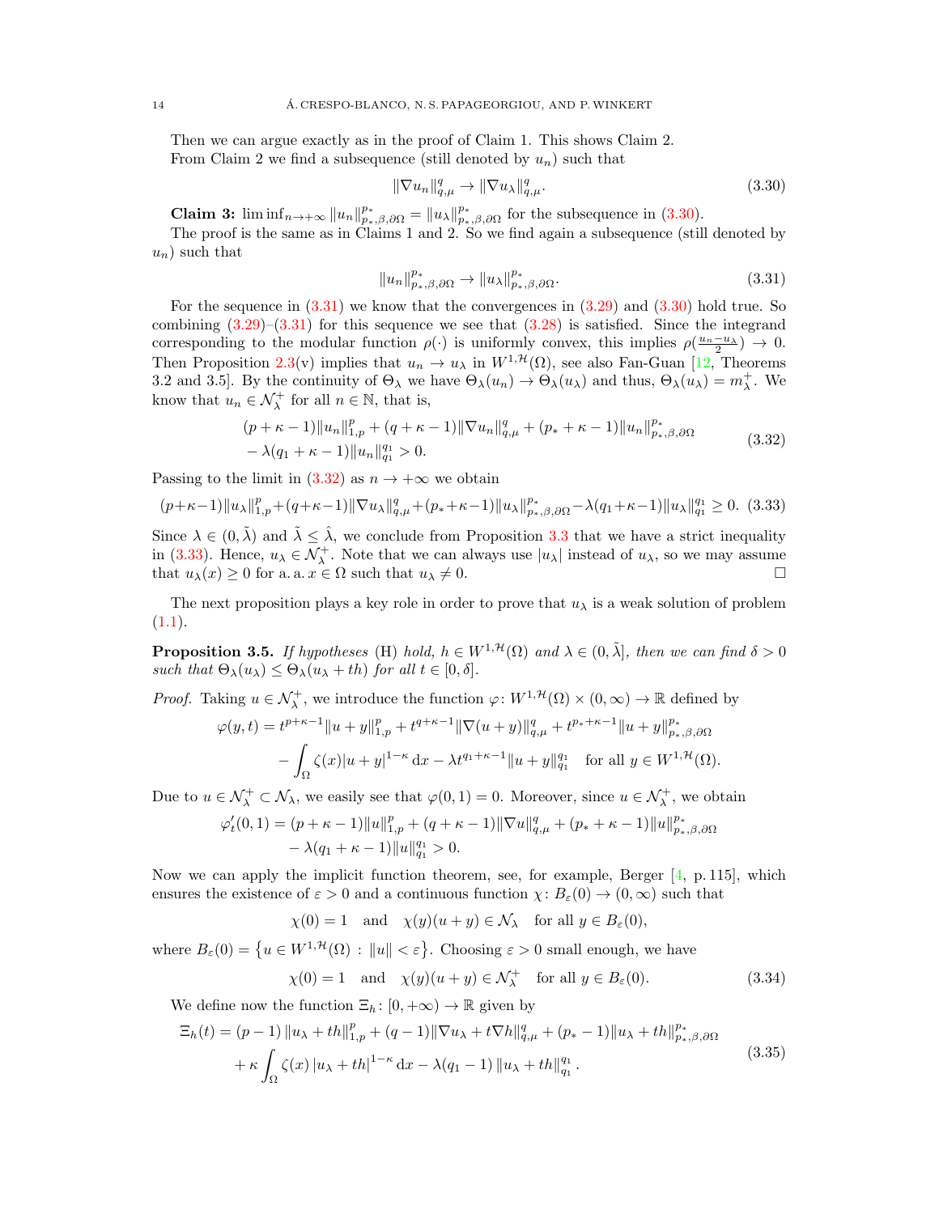Then we can argue exactly as in the proof of Claim 1. This shows Claim 2.

From Claim 2 we find a subsequence (still denoted by $u_n$) such that

$$\|\nabla u_n\|_{q,\mu}^q \to \|\nabla u_\lambda\|_{q,\mu}^q. \tag{3.30}$$

**Claim 3:** $\liminf_{n\to+\infty} \|u_n\|_{p_*,\beta,\partial\Omega}^{p_*} = \|u_\lambda\|_{p_*,\beta,\partial\Omega}^{p_*}$ for the subsequence in (3.30).

The proof is the same as in Claims 1 and 2. So we find again a subsequence (still denoted by $u_n$) such that

$$\|u_n\|_{p_*,\beta,\partial\Omega}^{p_*} \to \|u_\lambda\|_{p_*,\beta,\partial\Omega}^{p_*}. \tag{3.31}$$

For the sequence in (3.31) we know that the convergences in (3.29) and (3.30) hold true. So combining (3.29)–(3.31) for this sequence we see that (3.28) is satisfied. Since the integrand corresponding to the modular function $\rho(\cdot)$ is uniformly convex, this implies $\rho(\frac{u_n-u_\lambda}{2}) \to 0$. Then Proposition 2.3(v) implies that $u_n \to u_\lambda$ in $W^{1,\mathcal{H}}(\Omega)$, see also Fan-Guan [12, Theorems 3.2 and 3.5]. By the continuity of $\Theta_\lambda$ we have $\Theta_\lambda(u_n) \to \Theta_\lambda(u_\lambda)$ and thus, $\Theta_\lambda(u_\lambda) = m_\lambda^+$. We know that $u_n \in \mathcal{N}_\lambda^+$ for all $n \in \mathbb{N}$, that is,

$$\begin{aligned}
&(p+\kappa-1)\|u_n\|_{1,p}^p + (q+\kappa-1)\|\nabla u_n\|_{q,\mu}^q + (p_*+\kappa-1)\|u_n\|_{p_*,\beta,\partial\Omega}^{p_*} \\
&- \lambda(q_1+\kappa-1)\|u_n\|_{q_1}^{q_1} > 0.
\end{aligned} \tag{3.32}$$

Passing to the limit in (3.32) as $n \to +\infty$ we obtain

$$(p+\kappa-1)\|u_\lambda\|_{1,p}^p + (q+\kappa-1)\|\nabla u_\lambda\|_{q,\mu}^q + (p_*+\kappa-1)\|u_\lambda\|_{p_*,\beta,\partial\Omega}^{p_*} - \lambda(q_1+\kappa-1)\|u_\lambda\|_{q_1}^{q_1} \geq 0. \tag{3.33}$$

Since $\lambda \in (0,\tilde{\lambda})$ and $\tilde{\lambda} \leq \hat{\lambda}$, we conclude from Proposition 3.3 that we have a strict inequality in (3.33). Hence, $u_\lambda \in \mathcal{N}_\lambda^+$. Note that we can always use $|u_\lambda|$ instead of $u_\lambda$, so we may assume that $u_\lambda(x) \geq 0$ for a. a. $x \in \Omega$ such that $u_\lambda \neq 0$. $\square$

The next proposition plays a key role in order to prove that $u_\lambda$ is a weak solution of problem (1.1).

**Proposition 3.5.** *If hypotheses* (H) *hold,* $h \in W^{1,\mathcal{H}}(\Omega)$ *and* $\lambda \in (0,\tilde{\lambda}]$*, then we can find* $\delta > 0$ *such that* $\Theta_\lambda(u_\lambda) \leq \Theta_\lambda(u_\lambda + th)$ *for all* $t \in [0,\delta]$.

*Proof.* Taking $u \in \mathcal{N}_\lambda^+$, we introduce the function $\varphi\colon W^{1,\mathcal{H}}(\Omega) \times (0,\infty) \to \mathbb{R}$ defined by

$$\begin{aligned}
\varphi(y,t) &= t^{p+\kappa-1}\|u+y\|_{1,p}^p + t^{q+\kappa-1}\|\nabla(u+y)\|_{q,\mu}^q + t^{p_*+\kappa-1}\|u+y\|_{p_*,\beta,\partial\Omega}^{p_*} \\
&\quad - \int_\Omega \zeta(x)|u+y|^{1-\kappa}\,\mathrm{d}x - \lambda t^{q_1+\kappa-1}\|u+y\|_{q_1}^{q_1} \quad \text{for all } y \in W^{1,\mathcal{H}}(\Omega).
\end{aligned}$$

Due to $u \in \mathcal{N}_\lambda^+ \subset \mathcal{N}_\lambda$, we easily see that $\varphi(0,1) = 0$. Moreover, since $u \in \mathcal{N}_\lambda^+$, we obtain

$$\begin{aligned}
\varphi_t'(0,1) &= (p+\kappa-1)\|u\|_{1,p}^p + (q+\kappa-1)\|\nabla u\|_{q,\mu}^q + (p_*+\kappa-1)\|u\|_{p_*,\beta,\partial\Omega}^{p_*} \\
&\quad - \lambda(q_1+\kappa-1)\|u\|_{q_1}^{q_1} > 0.
\end{aligned}$$

Now we can apply the implicit function theorem, see, for example, Berger [4, p. 115], which ensures the existence of $\varepsilon > 0$ and a continuous function $\chi\colon B_\varepsilon(0) \to (0,\infty)$ such that

$$\chi(0) = 1 \quad \text{and} \quad \chi(y)(u+y) \in \mathcal{N}_\lambda \quad \text{for all } y \in B_\varepsilon(0),$$

where $B_\varepsilon(0) = \{u \in W^{1,\mathcal{H}}(\Omega) : \|u\| < \varepsilon\}$. Choosing $\varepsilon > 0$ small enough, we have

$$\chi(0) = 1 \quad \text{and} \quad \chi(y)(u+y) \in \mathcal{N}_\lambda^+ \quad \text{for all } y \in B_\varepsilon(0). \tag{3.34}$$

We define now the function $\Xi_h\colon [0,+\infty) \to \mathbb{R}$ given by

$$\begin{aligned}
\Xi_h(t) &= (p-1)\|u_\lambda + th\|_{1,p}^p + (q-1)\|\nabla u_\lambda + t\nabla h\|_{q,\mu}^q + (p_*-1)\|u_\lambda + th\|_{p_*,\beta,\partial\Omega}^{p_*} \\
&\quad + \kappa \int_\Omega \zeta(x)|u_\lambda + th|^{1-\kappa}\,\mathrm{d}x - \lambda(q_1-1)\|u_\lambda + th\|_{q_1}^{q_1}.
\end{aligned} \tag{3.35}$$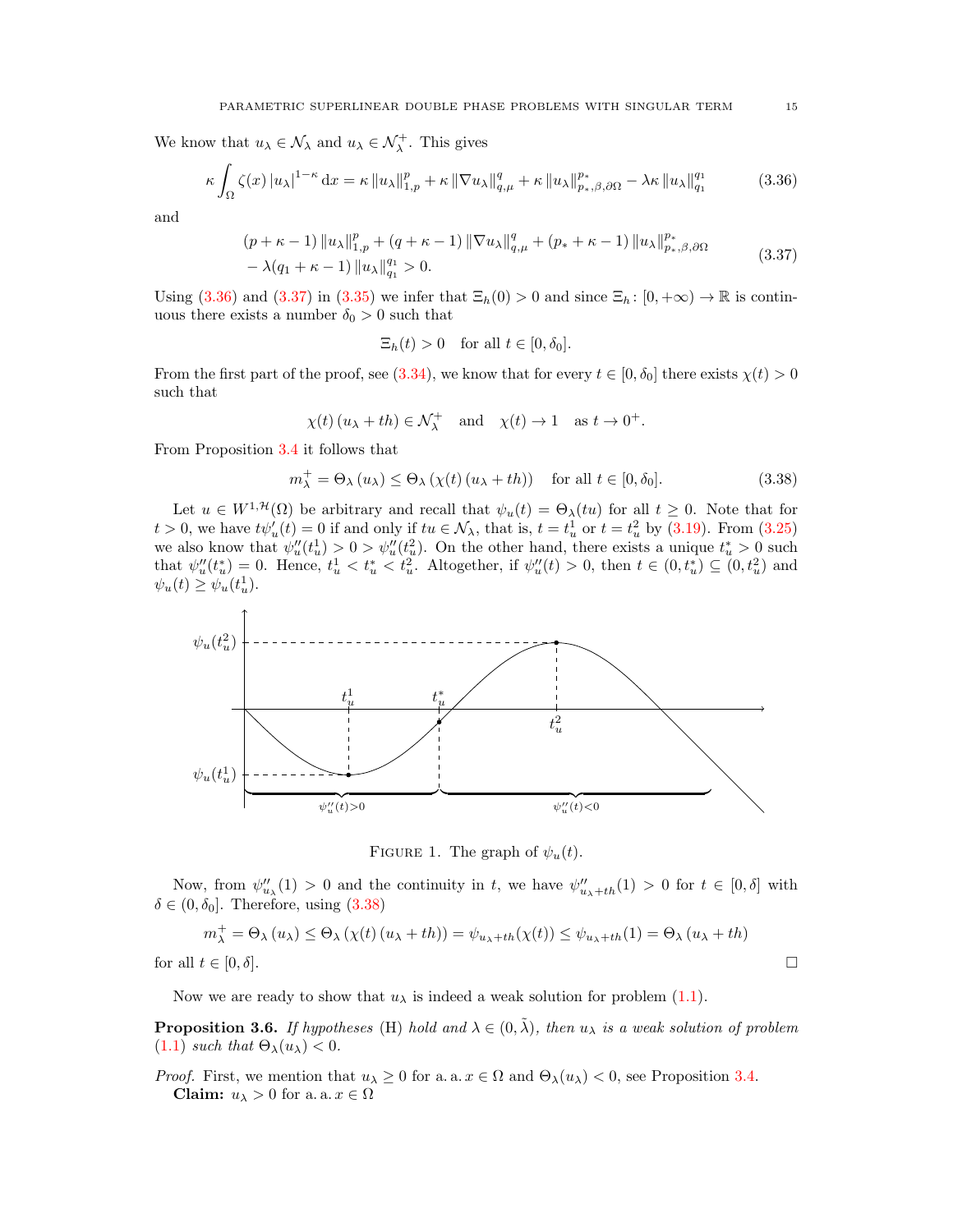We know that $u_\lambda \in \mathcal{N}_\lambda$ and $u_\lambda \in \mathcal{N}_\lambda^+$. This gives

$$\kappa \int_\Omega \zeta(x) |u_\lambda|^{1-\kappa} \,\mathrm{d}x = \kappa \|u_\lambda\|_{1,p}^p + \kappa \|\nabla u_\lambda\|_{q,\mu}^q + \kappa \|u_\lambda\|_{p_*,\beta,\partial\Omega}^{p_*} - \lambda\kappa \|u_\lambda\|_{q_1}^{q_1} \tag{3.36}$$

and

$$\begin{aligned} &(p+\kappa-1) \|u_\lambda\|_{1,p}^p + (q+\kappa-1) \|\nabla u_\lambda\|_{q,\mu}^q + (p_*+\kappa-1) \|u_\lambda\|_{p_*,\beta,\partial\Omega}^{p_*} \\ &- \lambda(q_1+\kappa-1) \|u_\lambda\|_{q_1}^{q_1} > 0. \end{aligned} \tag{3.37}$$

Using (3.36) and (3.37) in (3.35) we infer that $\Xi_h(0) > 0$ and since $\Xi_h \colon [0,+\infty) \to \mathbb{R}$ is continuous there exists a number $\delta_0 > 0$ such that

$$\Xi_h(t) > 0 \quad \text{for all } t \in [0,\delta_0].$$

From the first part of the proof, see (3.34), we know that for every $t \in [0,\delta_0]$ there exists $\chi(t) > 0$ such that

$$\chi(t)\,(u_\lambda + th) \in \mathcal{N}_\lambda^+ \quad \text{and} \quad \chi(t) \to 1 \quad \text{as } t \to 0^+.$$

From Proposition 3.4 it follows that

$$m_\lambda^+ = \Theta_\lambda(u_\lambda) \le \Theta_\lambda(\chi(t)\,(u_\lambda + th)) \quad \text{for all } t \in [0,\delta_0]. \tag{3.38}$$

Let $u \in W^{1,\mathcal{H}}(\Omega)$ be arbitrary and recall that $\psi_u(t) = \Theta_\lambda(tu)$ for all $t \ge 0$. Note that for $t > 0$, we have $t\psi_u'(t) = 0$ if and only if $tu \in \mathcal{N}_\lambda$, that is, $t = t_u^1$ or $t = t_u^2$ by (3.19). From (3.25) we also know that $\psi_u''(t_u^1) > 0 > \psi_u''(t_u^2)$. On the other hand, there exists a unique $t_u^* > 0$ such that $\psi_u''(t_u^*) = 0$. Hence, $t_u^1 < t_u^* < t_u^2$. Altogether, if $\psi_u''(t) > 0$, then $t \in (0,t_u^*) \subseteq (0,t_u^2)$ and $\psi_u(t) \ge \psi_u(t_u^1)$.

Figure 1. The graph of $\psi_u(t)$.

Now, from $\psi_{u_\lambda}''(1) > 0$ and the continuity in $t$, we have $\psi_{u_\lambda+th}''(1) > 0$ for $t \in [0,\delta]$ with $\delta \in (0,\delta_0]$. Therefore, using (3.38)

$$m_\lambda^+ = \Theta_\lambda(u_\lambda) \le \Theta_\lambda(\chi(t)\,(u_\lambda + th)) = \psi_{u_\lambda+th}(\chi(t)) \le \psi_{u_\lambda+th}(1) = \Theta_\lambda(u_\lambda + th)$$

for all $t \in [0,\delta]$. $\square$

Now we are ready to show that $u_\lambda$ is indeed a weak solution for problem (1.1).

**Proposition 3.6.** *If hypotheses* (H) *hold and $\lambda \in (0,\tilde{\lambda})$, then $u_\lambda$ is a weak solution of problem* (1.1) *such that $\Theta_\lambda(u_\lambda) < 0$.*

*Proof.* First, we mention that $u_\lambda \ge 0$ for a. a. $x \in \Omega$ and $\Theta_\lambda(u_\lambda) < 0$, see Proposition 3.4.

**Claim:** $u_\lambda > 0$ for a. a. $x \in \Omega$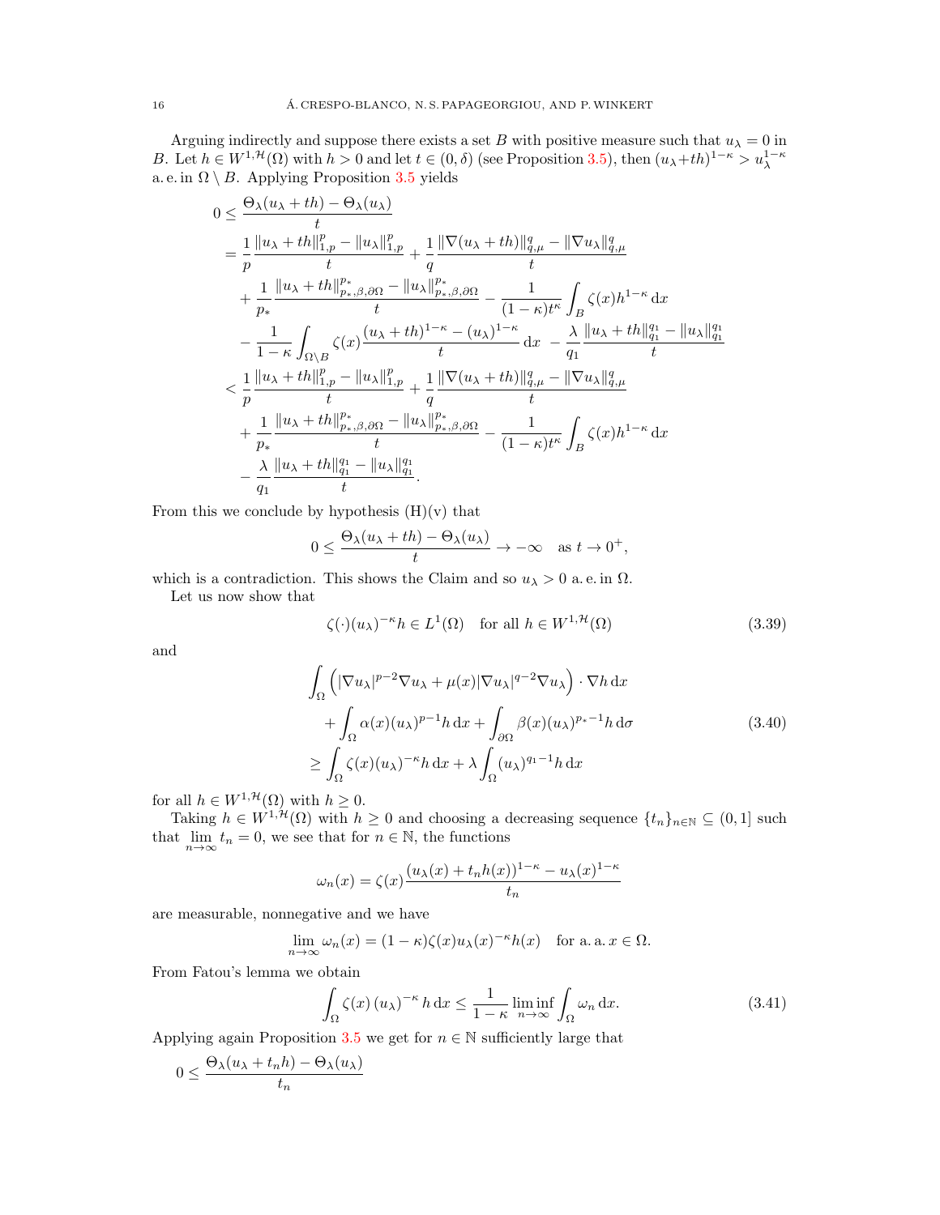Arguing indirectly and suppose there exists a set $B$ with positive measure such that $u_\lambda = 0$ in $B$. Let $h \in W^{1,\mathcal{H}}(\Omega)$ with $h > 0$ and let $t \in (0, \delta)$ (see Proposition 3.5), then $(u_\lambda + th)^{1-\kappa} > u_\lambda^{1-\kappa}$ a. e. in $\Omega \setminus B$. Applying Proposition 3.5 yields

$$
\begin{aligned}
0 &\le \frac{\Theta_\lambda(u_\lambda + th) - \Theta_\lambda(u_\lambda)}{t} \\
&= \frac{1}{p} \frac{\|u_\lambda + th\|_{1,p}^p - \|u_\lambda\|_{1,p}^p}{t} + \frac{1}{q} \frac{\|\nabla(u_\lambda + th)\|_{q,\mu}^q - \|\nabla u_\lambda\|_{q,\mu}^q}{t} \\
&\quad + \frac{1}{p_*} \frac{\|u_\lambda + th\|_{p_*,\beta,\partial\Omega}^{p_*} - \|u_\lambda\|_{p_*,\beta,\partial\Omega}^{p_*}}{t} - \frac{1}{(1-\kappa)t^\kappa} \int_B \zeta(x) h^{1-\kappa} \,\mathrm{d}x \\
&\quad - \frac{1}{1-\kappa} \int_{\Omega \setminus B} \zeta(x) \frac{(u_\lambda + th)^{1-\kappa} - (u_\lambda)^{1-\kappa}}{t} \,\mathrm{d}x \; - \frac{\lambda}{q_1} \frac{\|u_\lambda + th\|_{q_1}^{q_1} - \|u_\lambda\|_{q_1}^{q_1}}{t} \\
&< \frac{1}{p} \frac{\|u_\lambda + th\|_{1,p}^p - \|u_\lambda\|_{1,p}^p}{t} + \frac{1}{q} \frac{\|\nabla(u_\lambda + th)\|_{q,\mu}^q - \|\nabla u_\lambda\|_{q,\mu}^q}{t} \\
&\quad + \frac{1}{p_*} \frac{\|u_\lambda + th\|_{p_*,\beta,\partial\Omega}^{p_*} - \|u_\lambda\|_{p_*,\beta,\partial\Omega}^{p_*}}{t} - \frac{1}{(1-\kappa)t^\kappa} \int_B \zeta(x) h^{1-\kappa} \,\mathrm{d}x \\
&\quad - \frac{\lambda}{q_1} \frac{\|u_\lambda + th\|_{q_1}^{q_1} - \|u_\lambda\|_{q_1}^{q_1}}{t}.
\end{aligned}
$$

From this we conclude by hypothesis (H)(v) that

$$
0 \le \frac{\Theta_\lambda(u_\lambda + th) - \Theta_\lambda(u_\lambda)}{t} \to -\infty \quad \text{as } t \to 0^+,
$$

which is a contradiction. This shows the Claim and so $u_\lambda > 0$ a. e. in $\Omega$.

Let us now show that

$$
\zeta(\cdot)(u_\lambda)^{-\kappa} h \in L^1(\Omega) \quad \text{for all } h \in W^{1,\mathcal{H}}(\Omega) \tag{3.39}
$$

and

$$
\begin{aligned}
&\int_\Omega \left( |\nabla u_\lambda|^{p-2} \nabla u_\lambda + \mu(x) |\nabla u_\lambda|^{q-2} \nabla u_\lambda \right) \cdot \nabla h \,\mathrm{d}x \\
&\quad + \int_\Omega \alpha(x) (u_\lambda)^{p-1} h \,\mathrm{d}x + \int_{\partial\Omega} \beta(x) (u_\lambda)^{p_*-1} h \,\mathrm{d}\sigma \\
&\ge \int_\Omega \zeta(x) (u_\lambda)^{-\kappa} h \,\mathrm{d}x + \lambda \int_\Omega (u_\lambda)^{q_1-1} h \,\mathrm{d}x
\end{aligned} \tag{3.40}
$$

for all $h \in W^{1,\mathcal{H}}(\Omega)$ with $h \ge 0$.

Taking $h \in W^{1,\mathcal{H}}(\Omega)$ with $h \ge 0$ and choosing a decreasing sequence $\{t_n\}_{n\in\mathbb{N}} \subseteq (0,1]$ such that $\lim_{n\to\infty} t_n = 0$, we see that for $n \in \mathbb{N}$, the functions

$$
\omega_n(x) = \zeta(x) \frac{(u_\lambda(x) + t_n h(x))^{1-\kappa} - u_\lambda(x)^{1-\kappa}}{t_n}
$$

are measurable, nonnegative and we have

$$
\lim_{n\to\infty} \omega_n(x) = (1-\kappa)\zeta(x) u_\lambda(x)^{-\kappa} h(x) \quad \text{for a. a. } x \in \Omega.
$$

From Fatou's lemma we obtain

$$
\int_\Omega \zeta(x) \left(u_\lambda\right)^{-\kappa} h \,\mathrm{d}x \le \frac{1}{1-\kappa} \liminf_{n\to\infty} \int_\Omega \omega_n \,\mathrm{d}x. \tag{3.41}
$$

Applying again Proposition 3.5 we get for $n \in \mathbb{N}$ sufficiently large that

$$
0 \le \frac{\Theta_\lambda(u_\lambda + t_n h) - \Theta_\lambda(u_\lambda)}{t_n}
$$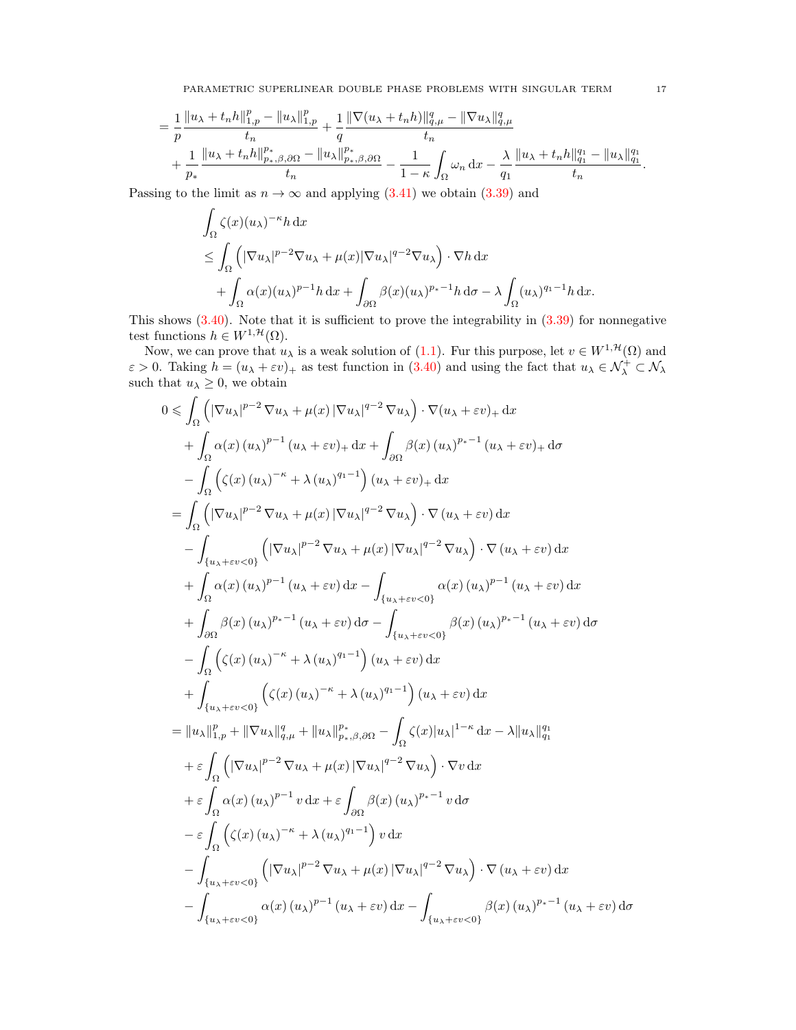$$
\begin{aligned}
&= \frac{1}{p}\frac{\|u_\lambda + t_n h\|_{1,p}^p - \|u_\lambda\|_{1,p}^p}{t_n} + \frac{1}{q}\frac{\|\nabla(u_\lambda + t_n h)\|_{q,\mu}^q - \|\nabla u_\lambda\|_{q,\mu}^q}{t_n} \\
&\quad + \frac{1}{p_*}\frac{\|u_\lambda + t_n h\|_{p_*,\beta,\partial\Omega}^{p_*} - \|u_\lambda\|_{p_*,\beta,\partial\Omega}^{p_*}}{t_n} - \frac{1}{1-\kappa}\int_\Omega \omega_n \,\mathrm{d}x - \frac{\lambda}{q_1}\frac{\|u_\lambda + t_n h\|_{q_1}^{q_1} - \|u_\lambda\|_{q_1}^{q_1}}{t_n}.
\end{aligned}
$$

Passing to the limit as $n \to \infty$ and applying (3.41) we obtain (3.39) and

$$
\begin{aligned}
&\int_\Omega \zeta(x)(u_\lambda)^{-\kappa} h \,\mathrm{d}x \\
&\leq \int_\Omega \left(|\nabla u_\lambda|^{p-2}\nabla u_\lambda + \mu(x)|\nabla u_\lambda|^{q-2}\nabla u_\lambda\right)\cdot \nabla h \,\mathrm{d}x \\
&\quad + \int_\Omega \alpha(x)(u_\lambda)^{p-1}h\,\mathrm{d}x + \int_{\partial\Omega}\beta(x)(u_\lambda)^{p_*-1}h\,\mathrm{d}\sigma - \lambda\int_\Omega (u_\lambda)^{q_1-1}h\,\mathrm{d}x.
\end{aligned}
$$

This shows (3.40). Note that it is sufficient to prove the integrability in (3.39) for nonnegative test functions $h \in W^{1,\mathcal{H}}(\Omega)$.

Now, we can prove that $u_\lambda$ is a weak solution of (1.1). Fur this purpose, let $v \in W^{1,\mathcal{H}}(\Omega)$ and $\varepsilon > 0$. Taking $h = (u_\lambda + \varepsilon v)_+$ as test function in (3.40) and using the fact that $u_\lambda \in \mathcal{N}_\lambda^+ \subset \mathcal{N}_\lambda$ such that $u_\lambda \geq 0$, we obtain

$$
\begin{aligned}
0 &\leqslant \int_\Omega \left(|\nabla u_\lambda|^{p-2}\nabla u_\lambda + \mu(x)|\nabla u_\lambda|^{q-2}\nabla u_\lambda\right)\cdot \nabla(u_\lambda + \varepsilon v)_+ \,\mathrm{d}x \\
&\quad + \int_\Omega \alpha(x)(u_\lambda)^{p-1}(u_\lambda + \varepsilon v)_+\,\mathrm{d}x + \int_{\partial\Omega}\beta(x)(u_\lambda)^{p_*-1}(u_\lambda + \varepsilon v)_+\,\mathrm{d}\sigma \\
&\quad - \int_\Omega \left(\zeta(x)(u_\lambda)^{-\kappa} + \lambda(u_\lambda)^{q_1-1}\right)(u_\lambda + \varepsilon v)_+\,\mathrm{d}x \\
&= \int_\Omega \left(|\nabla u_\lambda|^{p-2}\nabla u_\lambda + \mu(x)|\nabla u_\lambda|^{q-2}\nabla u_\lambda\right)\cdot \nabla(u_\lambda + \varepsilon v)\,\mathrm{d}x \\
&\quad - \int_{\{u_\lambda + \varepsilon v < 0\}} \left(|\nabla u_\lambda|^{p-2}\nabla u_\lambda + \mu(x)|\nabla u_\lambda|^{q-2}\nabla u_\lambda\right)\cdot \nabla(u_\lambda + \varepsilon v)\,\mathrm{d}x \\
&\quad + \int_\Omega \alpha(x)(u_\lambda)^{p-1}(u_\lambda + \varepsilon v)\,\mathrm{d}x - \int_{\{u_\lambda + \varepsilon v < 0\}} \alpha(x)(u_\lambda)^{p-1}(u_\lambda + \varepsilon v)\,\mathrm{d}x \\
&\quad + \int_{\partial\Omega}\beta(x)(u_\lambda)^{p_*-1}(u_\lambda + \varepsilon v)\,\mathrm{d}\sigma - \int_{\{u_\lambda + \varepsilon v < 0\}}\beta(x)(u_\lambda)^{p_*-1}(u_\lambda + \varepsilon v)\,\mathrm{d}\sigma \\
&\quad - \int_\Omega \left(\zeta(x)(u_\lambda)^{-\kappa} + \lambda(u_\lambda)^{q_1-1}\right)(u_\lambda + \varepsilon v)\,\mathrm{d}x \\
&\quad + \int_{\{u_\lambda + \varepsilon v < 0\}} \left(\zeta(x)(u_\lambda)^{-\kappa} + \lambda(u_\lambda)^{q_1-1}\right)(u_\lambda + \varepsilon v)\,\mathrm{d}x \\
&= \|u_\lambda\|_{1,p}^p + \|\nabla u_\lambda\|_{q,\mu}^q + \|u_\lambda\|_{p_*,\beta,\partial\Omega}^{p_*} - \int_\Omega \zeta(x)|u_\lambda|^{1-\kappa}\,\mathrm{d}x - \lambda\|u_\lambda\|_{q_1}^{q_1} \\
&\quad + \varepsilon\int_\Omega \left(|\nabla u_\lambda|^{p-2}\nabla u_\lambda + \mu(x)|\nabla u_\lambda|^{q-2}\nabla u_\lambda\right)\cdot\nabla v\,\mathrm{d}x \\
&\quad + \varepsilon\int_\Omega \alpha(x)(u_\lambda)^{p-1}v\,\mathrm{d}x + \varepsilon\int_{\partial\Omega}\beta(x)(u_\lambda)^{p_*-1}v\,\mathrm{d}\sigma \\
&\quad - \varepsilon\int_\Omega \left(\zeta(x)(u_\lambda)^{-\kappa} + \lambda(u_\lambda)^{q_1-1}\right)v\,\mathrm{d}x \\
&\quad - \int_{\{u_\lambda + \varepsilon v < 0\}} \left(|\nabla u_\lambda|^{p-2}\nabla u_\lambda + \mu(x)|\nabla u_\lambda|^{q-2}\nabla u_\lambda\right)\cdot \nabla(u_\lambda + \varepsilon v)\,\mathrm{d}x \\
&\quad - \int_{\{u_\lambda + \varepsilon v < 0\}} \alpha(x)(u_\lambda)^{p-1}(u_\lambda + \varepsilon v)\,\mathrm{d}x - \int_{\{u_\lambda + \varepsilon v < 0\}}\beta(x)(u_\lambda)^{p_*-1}(u_\lambda + \varepsilon v)\,\mathrm{d}\sigma
\end{aligned}
$$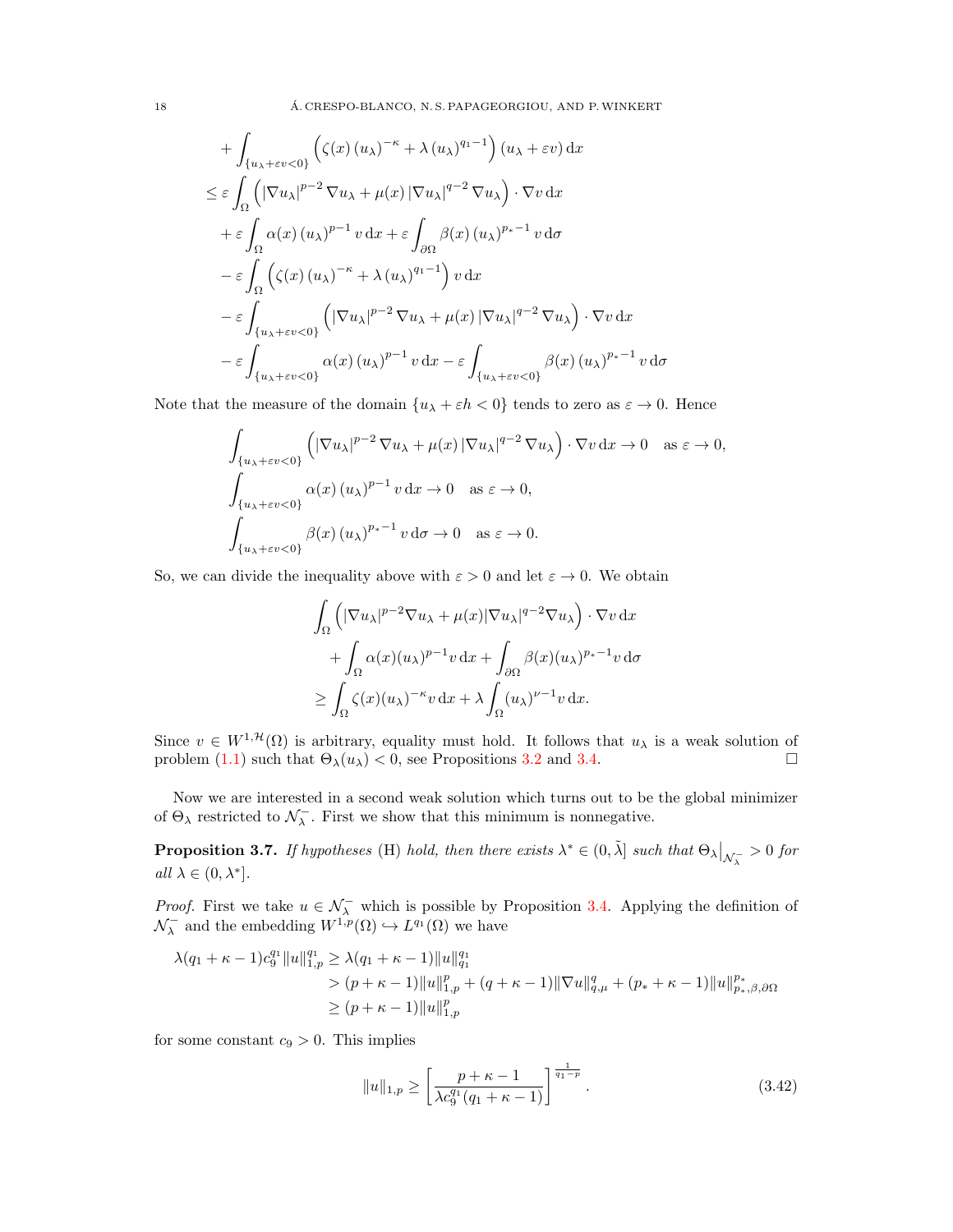$$
\begin{aligned}
&+ \int_{\{u_\lambda + \varepsilon v < 0\}} \left( \zeta(x) \left(u_\lambda\right)^{-\kappa} + \lambda \left(u_\lambda\right)^{q_1 - 1} \right) \left(u_\lambda + \varepsilon v\right) \mathrm{d}x \\
&\le \varepsilon \int_\Omega \left( \left|\nabla u_\lambda\right|^{p-2} \nabla u_\lambda + \mu(x) \left|\nabla u_\lambda\right|^{q-2} \nabla u_\lambda \right) \cdot \nabla v \, \mathrm{d}x \\
&+ \varepsilon \int_\Omega \alpha(x) \left(u_\lambda\right)^{p-1} v \, \mathrm{d}x + \varepsilon \int_{\partial\Omega} \beta(x) \left(u_\lambda\right)^{p_* - 1} v \, \mathrm{d}\sigma \\
&- \varepsilon \int_\Omega \left( \zeta(x) \left(u_\lambda\right)^{-\kappa} + \lambda \left(u_\lambda\right)^{q_1 - 1} \right) v \, \mathrm{d}x \\
&- \varepsilon \int_{\{u_\lambda + \varepsilon v < 0\}} \left( \left|\nabla u_\lambda\right|^{p-2} \nabla u_\lambda + \mu(x) \left|\nabla u_\lambda\right|^{q-2} \nabla u_\lambda \right) \cdot \nabla v \, \mathrm{d}x \\
&- \varepsilon \int_{\{u_\lambda + \varepsilon v < 0\}} \alpha(x) \left(u_\lambda\right)^{p-1} v \, \mathrm{d}x - \varepsilon \int_{\{u_\lambda + \varepsilon v < 0\}} \beta(x) \left(u_\lambda\right)^{p_* - 1} v \, \mathrm{d}\sigma
\end{aligned}
$$

Note that the measure of the domain $\{u_\lambda + \varepsilon h < 0\}$ tends to zero as $\varepsilon \to 0$. Hence

$$
\begin{aligned}
&\int_{\{u_\lambda + \varepsilon v < 0\}} \left( \left|\nabla u_\lambda\right|^{p-2} \nabla u_\lambda + \mu(x) \left|\nabla u_\lambda\right|^{q-2} \nabla u_\lambda \right) \cdot \nabla v \, \mathrm{d}x \to 0 \quad \text{as } \varepsilon \to 0, \\
&\int_{\{u_\lambda + \varepsilon v < 0\}} \alpha(x) \left(u_\lambda\right)^{p-1} v \, \mathrm{d}x \to 0 \quad \text{as } \varepsilon \to 0, \\
&\int_{\{u_\lambda + \varepsilon v < 0\}} \beta(x) \left(u_\lambda\right)^{p_* - 1} v \, \mathrm{d}\sigma \to 0 \quad \text{as } \varepsilon \to 0.
\end{aligned}
$$

So, we can divide the inequality above with $\varepsilon > 0$ and let $\varepsilon \to 0$. We obtain

$$
\begin{aligned}
&\int_\Omega \left( |\nabla u_\lambda|^{p-2} \nabla u_\lambda + \mu(x) |\nabla u_\lambda|^{q-2} \nabla u_\lambda \right) \cdot \nabla v \, \mathrm{d}x \\
&\quad + \int_\Omega \alpha(x) (u_\lambda)^{p-1} v \, \mathrm{d}x + \int_{\partial\Omega} \beta(x) (u_\lambda)^{p_* - 1} v \, \mathrm{d}\sigma \\
&\ge \int_\Omega \zeta(x) (u_\lambda)^{-\kappa} v \, \mathrm{d}x + \lambda \int_\Omega (u_\lambda)^{\nu - 1} v \, \mathrm{d}x.
\end{aligned}
$$

Since $v \in W^{1,\mathcal{H}}(\Omega)$ is arbitrary, equality must hold. It follows that $u_\lambda$ is a weak solution of problem (1.1) such that $\Theta_\lambda(u_\lambda) < 0$, see Propositions 3.2 and 3.4. $\square$

Now we are interested in a second weak solution which turns out to be the global minimizer of $\Theta_\lambda$ restricted to $\mathcal{N}_\lambda^-$. First we show that this minimum is nonnegative.

**Proposition 3.7.** *If hypotheses* (H) *hold, then there exists* $\lambda^* \in (0, \tilde{\lambda}]$ *such that* $\Theta_\lambda\big|_{\mathcal{N}_\lambda^-} > 0$ *for all* $\lambda \in (0, \lambda^*]$.

*Proof.* First we take $u \in \mathcal{N}_\lambda^-$ which is possible by Proposition 3.4. Applying the definition of $\mathcal{N}_\lambda^-$ and the embedding $W^{1,p}(\Omega) \hookrightarrow L^{q_1}(\Omega)$ we have

$$
\begin{aligned}
\lambda(q_1 + \kappa - 1) c_9^{q_1} \|u\|_{1,p}^{q_1} &\ge \lambda(q_1 + \kappa - 1) \|u\|_{q_1}^{q_1} \\
&> (p + \kappa - 1) \|u\|_{1,p}^p + (q + \kappa - 1) \|\nabla u\|_{q,\mu}^q + (p_* + \kappa - 1) \|u\|_{p_*,\beta,\partial\Omega}^{p_*} \\
&\ge (p + \kappa - 1) \|u\|_{1,p}^p
\end{aligned}
$$

for some constant $c_9 > 0$. This implies

$$
\|u\|_{1,p} \ge \left[ \frac{p + \kappa - 1}{\lambda c_9^{q_1} (q_1 + \kappa - 1)} \right]^{\frac{1}{q_1 - p}}. \tag{3.42}
$$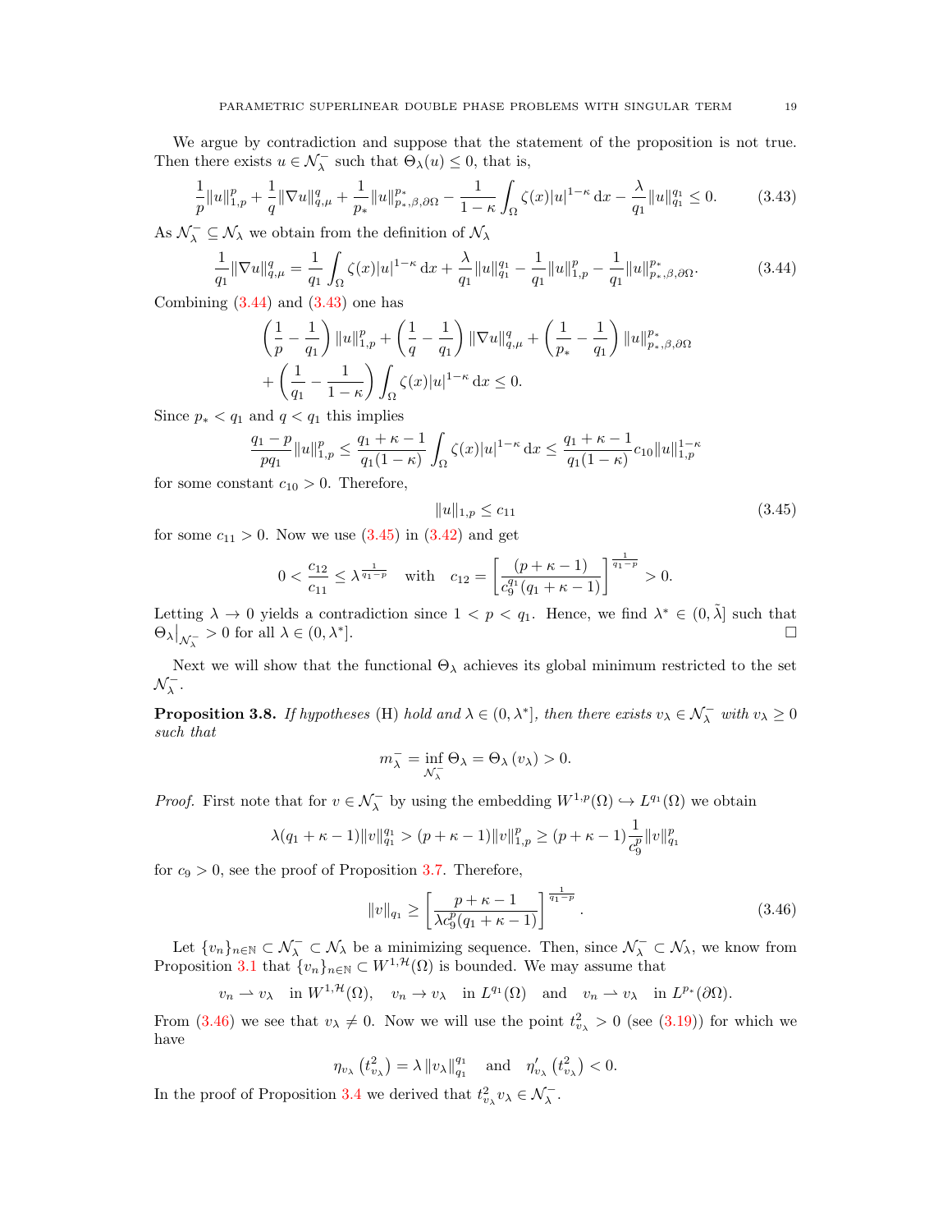We argue by contradiction and suppose that the statement of the proposition is not true. Then there exists $u \in \mathcal{N}_\lambda^-$ such that $\Theta_\lambda(u) \leq 0$, that is,

$$\frac{1}{p}\|u\|_{1,p}^p + \frac{1}{q}\|\nabla u\|_{q,\mu}^q + \frac{1}{p_*}\|u\|_{p_*,\beta,\partial\Omega}^{p_*} - \frac{1}{1-\kappa}\int_\Omega \zeta(x)|u|^{1-\kappa}\,\mathrm{d}x - \frac{\lambda}{q_1}\|u\|_{q_1}^{q_1} \leq 0. \tag{3.43}$$

As $\mathcal{N}_\lambda^- \subseteq \mathcal{N}_\lambda$ we obtain from the definition of $\mathcal{N}_\lambda$

$$\frac{1}{q_1}\|\nabla u\|_{q,\mu}^q = \frac{1}{q_1}\int_\Omega \zeta(x)|u|^{1-\kappa}\,\mathrm{d}x + \frac{\lambda}{q_1}\|u\|_{q_1}^{q_1} - \frac{1}{q_1}\|u\|_{1,p}^p - \frac{1}{q_1}\|u\|_{p_*,\beta,\partial\Omega}^{p_*}. \tag{3.44}$$

Combining (3.44) and (3.43) one has

$$\begin{aligned}
&\left(\frac{1}{p} - \frac{1}{q_1}\right)\|u\|_{1,p}^p + \left(\frac{1}{q} - \frac{1}{q_1}\right)\|\nabla u\|_{q,\mu}^q + \left(\frac{1}{p_*} - \frac{1}{q_1}\right)\|u\|_{p_*,\beta,\partial\Omega}^{p_*}\\
&+\left(\frac{1}{q_1} - \frac{1}{1-\kappa}\right)\int_\Omega \zeta(x)|u|^{1-\kappa}\,\mathrm{d}x \leq 0.
\end{aligned}$$

Since $p_* < q_1$ and $q < q_1$ this implies

$$\frac{q_1 - p}{pq_1}\|u\|_{1,p}^p \leq \frac{q_1 + \kappa - 1}{q_1(1-\kappa)}\int_\Omega \zeta(x)|u|^{1-\kappa}\,\mathrm{d}x \leq \frac{q_1+\kappa-1}{q_1(1-\kappa)}c_{10}\|u\|_{1,p}^{1-\kappa}$$

for some constant $c_{10} > 0$. Therefore,

$$\|u\|_{1,p} \leq c_{11} \tag{3.45}$$

for some $c_{11} > 0$. Now we use (3.45) in (3.42) and get

$$0 < \frac{c_{12}}{c_{11}} \leq \lambda^{\frac{1}{q_1 - p}} \quad \text{with} \quad c_{12} = \left[\frac{(p+\kappa-1)}{c_9^{q_1}(q_1+\kappa-1)}\right]^{\frac{1}{q_1-p}} > 0.$$

Letting $\lambda \to 0$ yields a contradiction since $1 < p < q_1$. Hence, we find $\lambda^* \in (0, \tilde{\lambda}]$ such that $\Theta_\lambda\big|_{\mathcal{N}_\lambda^-} > 0$ for all $\lambda \in (0, \lambda^*]$. $\square$

Next we will show that the functional $\Theta_\lambda$ achieves its global minimum restricted to the set $\mathcal{N}_\lambda^-$.

**Proposition 3.8.** *If hypotheses* (H) *hold and* $\lambda \in (0, \lambda^*]$, *then there exists* $v_\lambda \in \mathcal{N}_\lambda^-$ *with* $v_\lambda \geq 0$ *such that*

$$m_\lambda^- = \inf_{\mathcal{N}_\lambda^-}\Theta_\lambda = \Theta_\lambda(v_\lambda) > 0.$$

*Proof.* First note that for $v \in \mathcal{N}_\lambda^-$ by using the embedding $W^{1,p}(\Omega) \hookrightarrow L^{q_1}(\Omega)$ we obtain

$$\lambda(q_1 + \kappa - 1)\|v\|_{q_1}^{q_1} > (p + \kappa - 1)\|v\|_{1,p}^p \geq (p+\kappa-1)\frac{1}{c_9^p}\|v\|_{q_1}^p$$

for $c_9 > 0$, see the proof of Proposition 3.7. Therefore,

$$\|v\|_{q_1} \geq \left[\frac{p+\kappa-1}{\lambda c_9^p(q_1+\kappa-1)}\right]^{\frac{1}{q_1-p}}. \tag{3.46}$$

Let $\{v_n\}_{n\in\mathbb{N}} \subset \mathcal{N}_\lambda^- \subset \mathcal{N}_\lambda$ be a minimizing sequence. Then, since $\mathcal{N}_\lambda^- \subset \mathcal{N}_\lambda$, we know from Proposition 3.1 that $\{v_n\}_{n\in\mathbb{N}} \subset W^{1,\mathcal{H}}(\Omega)$ is bounded. We may assume that

$$v_n \rightharpoonup v_\lambda \quad \text{in } W^{1,\mathcal{H}}(\Omega), \quad v_n \to v_\lambda \quad \text{in } L^{q_1}(\Omega) \quad \text{and} \quad v_n \rightharpoonup v_\lambda \quad \text{in } L^{p_*}(\partial\Omega).$$

From (3.46) we see that $v_\lambda \neq 0$. Now we will use the point $t_{v_\lambda}^2 > 0$ (see (3.19)) for which we have

$$\eta_{v_\lambda}\left(t_{v_\lambda}^2\right) = \lambda\|v_\lambda\|_{q_1}^{q_1} \quad \text{and} \quad \eta_{v_\lambda}'\left(t_{v_\lambda}^2\right) < 0.$$

In the proof of Proposition 3.4 we derived that $t_{v_\lambda}^2 v_\lambda \in \mathcal{N}_\lambda^-$.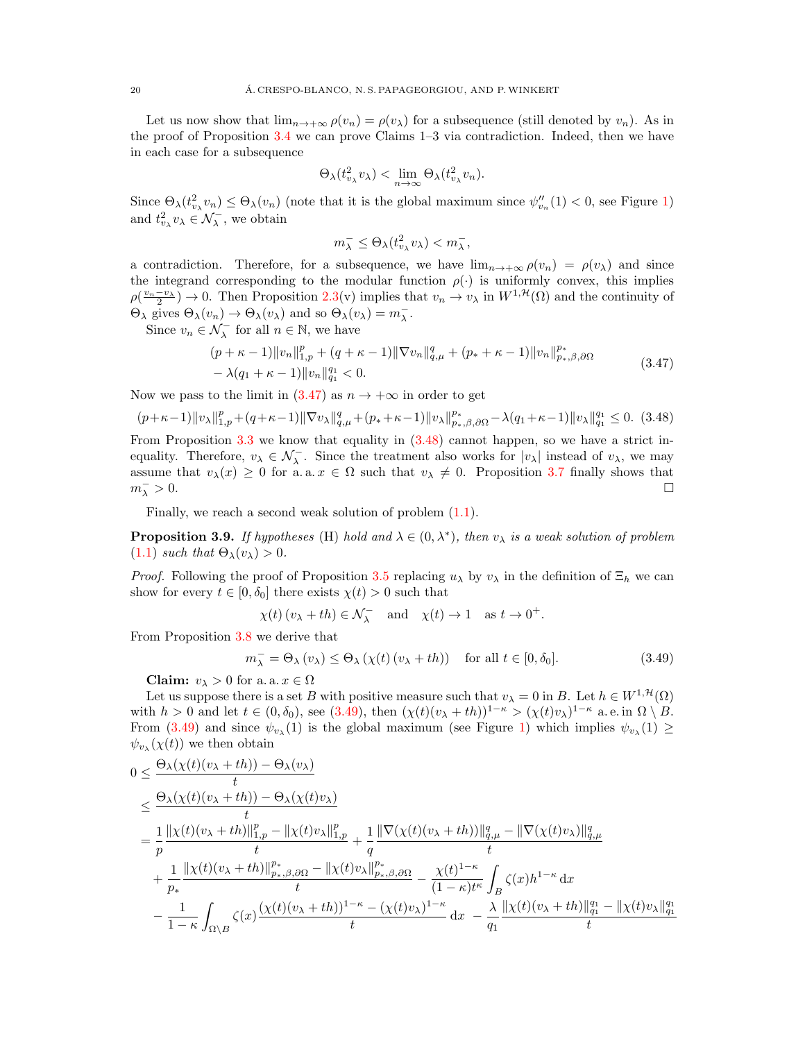Let us now show that $\lim_{n\to+\infty} \rho(v_n) = \rho(v_\lambda)$ for a subsequence (still denoted by $v_n$). As in the proof of Proposition 3.4 we can prove Claims 1–3 via contradiction. Indeed, then we have in each case for a subsequence

$$\Theta_\lambda(t^2_{v_\lambda} v_\lambda) < \lim_{n\to\infty} \Theta_\lambda(t^2_{v_\lambda} v_n).$$

Since $\Theta_\lambda(t^2_{v_\lambda} v_n) \leq \Theta_\lambda(v_n)$ (note that it is the global maximum since $\psi''_{v_n}(1) < 0$, see Figure 1) and $t^2_{v_\lambda} v_\lambda \in \mathcal{N}^-_\lambda$, we obtain

$$m^-_\lambda \leq \Theta_\lambda(t^2_{v_\lambda} v_\lambda) < m^-_\lambda,$$

a contradiction. Therefore, for a subsequence, we have $\lim_{n\to+\infty} \rho(v_n) = \rho(v_\lambda)$ and since the integrand corresponding to the modular function $\rho(\cdot)$ is uniformly convex, this implies $\rho(\frac{v_n - v_\lambda}{2}) \to 0$. Then Proposition 2.3(v) implies that $v_n \to v_\lambda$ in $W^{1,\mathcal{H}}(\Omega)$ and the continuity of $\Theta_\lambda$ gives $\Theta_\lambda(v_n) \to \Theta_\lambda(v_\lambda)$ and so $\Theta_\lambda(v_\lambda) = m^-_\lambda$.

Since $v_n \in \mathcal{N}^-_\lambda$ for all $n \in \mathbb{N}$, we have

$$\begin{aligned}
&(p+\kappa-1)\|v_n\|^p_{1,p} + (q+\kappa-1)\|\nabla v_n\|^q_{q,\mu} + (p_*+\kappa-1)\|v_n\|^{p_*}_{p_*,\beta,\partial\Omega} \\
&- \lambda(q_1+\kappa-1)\|v_n\|^{q_1}_{q_1} < 0.
\end{aligned} \tag{3.47}$$

Now we pass to the limit in (3.47) as $n \to +\infty$ in order to get

$$(p+\kappa-1)\|v_\lambda\|^p_{1,p} + (q+\kappa-1)\|\nabla v_\lambda\|^q_{q,\mu} + (p_*+\kappa-1)\|v_\lambda\|^{p_*}_{p_*,\beta,\partial\Omega} - \lambda(q_1+\kappa-1)\|v_\lambda\|^{q_1}_{q_1} \leq 0. \tag{3.48}$$

From Proposition 3.3 we know that equality in (3.48) cannot happen, so we have a strict inequality. Therefore, $v_\lambda \in \mathcal{N}^-_\lambda$. Since the treatment also works for $|v_\lambda|$ instead of $v_\lambda$, we may assume that $v_\lambda(x) \geq 0$ for a. a. $x \in \Omega$ such that $v_\lambda \neq 0$. Proposition 3.7 finally shows that $m^-_\lambda > 0$. $\square$

Finally, we reach a second weak solution of problem (1.1).

**Proposition 3.9.** *If hypotheses* (H) *hold and* $\lambda \in (0, \lambda^*)$*, then* $v_\lambda$ *is a weak solution of problem* (1.1) *such that* $\Theta_\lambda(v_\lambda) > 0$.

*Proof.* Following the proof of Proposition 3.5 replacing $u_\lambda$ by $v_\lambda$ in the definition of $\Xi_h$ we can show for every $t \in [0, \delta_0]$ there exists $\chi(t) > 0$ such that

$$\chi(t)\,(v_\lambda + th) \in \mathcal{N}^-_\lambda \quad \text{and} \quad \chi(t) \to 1 \quad \text{as } t \to 0^+.$$

From Proposition 3.8 we derive that

$$m^-_\lambda = \Theta_\lambda\,(v_\lambda) \leq \Theta_\lambda\,(\chi(t)\,(v_\lambda + th)) \quad \text{for all } t \in [0, \delta_0]. \tag{3.49}$$

**Claim:** $v_\lambda > 0$ for a. a. $x \in \Omega$

Let us suppose there is a set $B$ with positive measure such that $v_\lambda = 0$ in $B$. Let $h \in W^{1,\mathcal{H}}(\Omega)$ with $h > 0$ and let $t \in (0, \delta_0)$, see (3.49), then $(\chi(t)(v_\lambda + th))^{1-\kappa} > (\chi(t)v_\lambda)^{1-\kappa}$ a. e. in $\Omega \setminus B$. From (3.49) and since $\psi_{v_\lambda}(1)$ is the global maximum (see Figure 1) which implies $\psi_{v_\lambda}(1) \geq \psi_{v_\lambda}(\chi(t))$ we then obtain

$$\begin{aligned}
0 &\leq \frac{\Theta_\lambda(\chi(t)(v_\lambda + th)) - \Theta_\lambda(v_\lambda)}{t} \\
&\leq \frac{\Theta_\lambda(\chi(t)(v_\lambda + th)) - \Theta_\lambda(\chi(t)v_\lambda)}{t} \\
&= \frac{1}{p}\frac{\|\chi(t)(v_\lambda + th)\|^p_{1,p} - \|\chi(t)v_\lambda\|^p_{1,p}}{t} + \frac{1}{q}\frac{\|\nabla(\chi(t)(v_\lambda + th))\|^q_{q,\mu} - \|\nabla(\chi(t)v_\lambda)\|^q_{q,\mu}}{t} \\
&\quad + \frac{1}{p_*}\frac{\|\chi(t)(v_\lambda + th)\|^{p_*}_{p_*,\beta,\partial\Omega} - \|\chi(t)v_\lambda\|^{p_*}_{p_*,\beta,\partial\Omega}}{t} - \frac{\chi(t)^{1-\kappa}}{(1-\kappa)t^\kappa}\int_B \zeta(x)h^{1-\kappa}\,\mathrm{d}x \\
&\quad - \frac{1}{1-\kappa}\int_{\Omega\setminus B} \zeta(x)\frac{(\chi(t)(v_\lambda + th))^{1-\kappa} - (\chi(t)v_\lambda)^{1-\kappa}}{t}\,\mathrm{d}x \; - \frac{\lambda}{q_1}\frac{\|\chi(t)(v_\lambda + th)\|^{q_1}_{q_1} - \|\chi(t)v_\lambda\|^{q_1}_{q_1}}{t}
\end{aligned}$$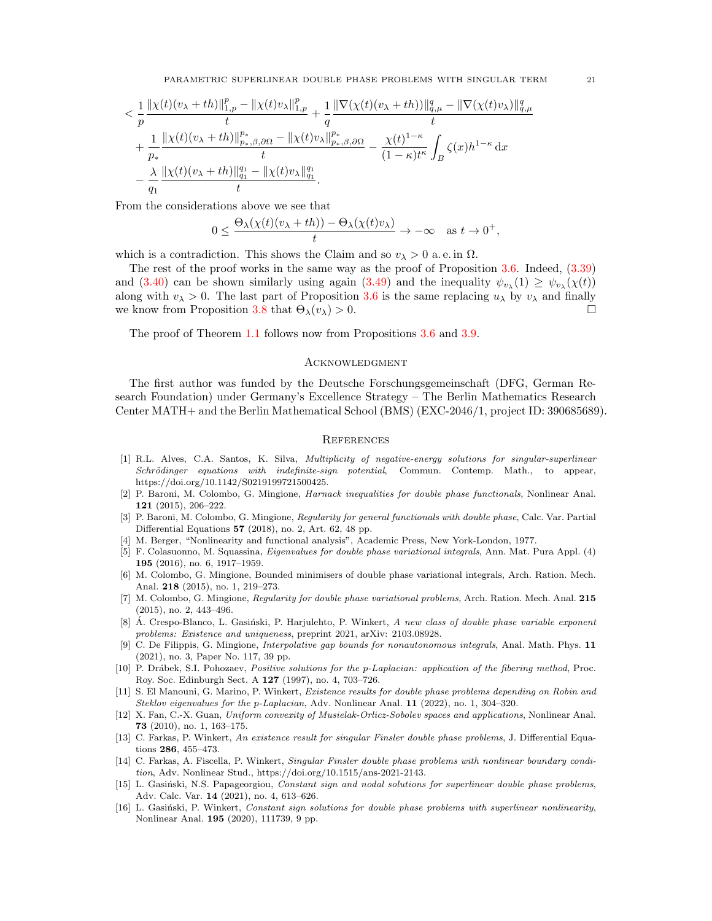$$
\begin{aligned}
&< \frac{1}{p}\frac{\|\chi(t)(v_\lambda+th)\|_{1,p}^p-\|\chi(t)v_\lambda\|_{1,p}^p}{t}+\frac{1}{q}\frac{\|\nabla(\chi(t)(v_\lambda+th))\|_{q,\mu}^q-\|\nabla(\chi(t)v_\lambda)\|_{q,\mu}^q}{t}\\
&\quad+\frac{1}{p_*}\frac{\|\chi(t)(v_\lambda+th)\|_{p_*,\beta,\partial\Omega}^{p_*}-\|\chi(t)v_\lambda\|_{p_*,\beta,\partial\Omega}^{p_*}}{t}-\frac{\chi(t)^{1-\kappa}}{(1-\kappa)t^\kappa}\int_B\zeta(x)h^{1-\kappa}\,\mathrm{d}x\\
&\quad-\frac{\lambda}{q_1}\frac{\|\chi(t)(v_\lambda+th)\|_{q_1}^{q_1}-\|\chi(t)v_\lambda\|_{q_1}^{q_1}}{t}.
\end{aligned}
$$

From the considerations above we see that

$$
0\le\frac{\Theta_\lambda(\chi(t)(v_\lambda+th))-\Theta_\lambda(\chi(t)v_\lambda)}{t}\to-\infty\quad\text{as } t\to0^+,
$$

which is a contradiction. This shows the Claim and so $v_\lambda>0$ a. e. in $\Omega$.

The rest of the proof works in the same way as the proof of Proposition 3.6. Indeed, (3.39) and (3.40) can be shown similarly using again (3.49) and the inequality $\psi_{v_\lambda}(1)\ge\psi_{v_\lambda}(\chi(t))$ along with $v_\lambda>0$. The last part of Proposition 3.6 is the same replacing $u_\lambda$ by $v_\lambda$ and finally we know from Proposition 3.8 that $\Theta_\lambda(v_\lambda)>0$. ∎

The proof of Theorem 1.1 follows now from Propositions 3.6 and 3.9.

## Acknowledgment

The first author was funded by the Deutsche Forschungsgemeinschaft (DFG, German Research Foundation) under Germany's Excellence Strategy – The Berlin Mathematics Research Center MATH+ and the Berlin Mathematical School (BMS) (EXC-2046/1, project ID: 390685689).

## References

[1] R.L. Alves, C.A. Santos, K. Silva, *Multiplicity of negative-energy solutions for singular-superlinear Schrödinger equations with indefinite-sign potential*, Commun. Contemp. Math., to appear, https://doi.org/10.1142/S0219199721500425.

[2] P. Baroni, M. Colombo, G. Mingione, *Harnack inequalities for double phase functionals*, Nonlinear Anal. **121** (2015), 206–222.

[3] P. Baroni, M. Colombo, G. Mingione, *Regularity for general functionals with double phase*, Calc. Var. Partial Differential Equations **57** (2018), no. 2, Art. 62, 48 pp.

[4] M. Berger, "Nonlinearity and functional analysis", Academic Press, New York-London, 1977.

[5] F. Colasuonno, M. Squassina, *Eigenvalues for double phase variational integrals*, Ann. Mat. Pura Appl. (4) **195** (2016), no. 6, 1917–1959.

[6] M. Colombo, G. Mingione, Bounded minimisers of double phase variational integrals, Arch. Ration. Mech. Anal. **218** (2015), no. 1, 219–273.

[7] M. Colombo, G. Mingione, *Regularity for double phase variational problems*, Arch. Ration. Mech. Anal. **215** (2015), no. 2, 443–496.

[8] Á. Crespo-Blanco, L. Gasiński, P. Harjulehto, P. Winkert, *A new class of double phase variable exponent problems: Existence and uniqueness*, preprint 2021, arXiv: 2103.08928.

[9] C. De Filippis, G. Mingione, *Interpolative gap bounds for nonautonomous integrals*, Anal. Math. Phys. **11** (2021), no. 3, Paper No. 117, 39 pp.

[10] P. Drábek, S.I. Pohozaev, *Positive solutions for the p-Laplacian: application of the fibering method*, Proc. Roy. Soc. Edinburgh Sect. A **127** (1997), no. 4, 703–726.

[11] S. El Manouni, G. Marino, P. Winkert, *Existence results for double phase problems depending on Robin and Steklov eigenvalues for the p-Laplacian*, Adv. Nonlinear Anal. **11** (2022), no. 1, 304–320.

[12] X. Fan, C.-X. Guan, *Uniform convexity of Musielak-Orlicz-Sobolev spaces and applications*, Nonlinear Anal. **73** (2010), no. 1, 163–175.

[13] C. Farkas, P. Winkert, *An existence result for singular Finsler double phase problems*, J. Differential Equations **286**, 455–473.

[14] C. Farkas, A. Fiscella, P. Winkert, *Singular Finsler double phase problems with nonlinear boundary condition*, Adv. Nonlinear Stud., https://doi.org/10.1515/ans-2021-2143.

[15] L. Gasiński, N.S. Papageorgiou, *Constant sign and nodal solutions for superlinear double phase problems*, Adv. Calc. Var. **14** (2021), no. 4, 613–626.

[16] L. Gasiński, P. Winkert, *Constant sign solutions for double phase problems with superlinear nonlinearity*, Nonlinear Anal. **195** (2020), 111739, 9 pp.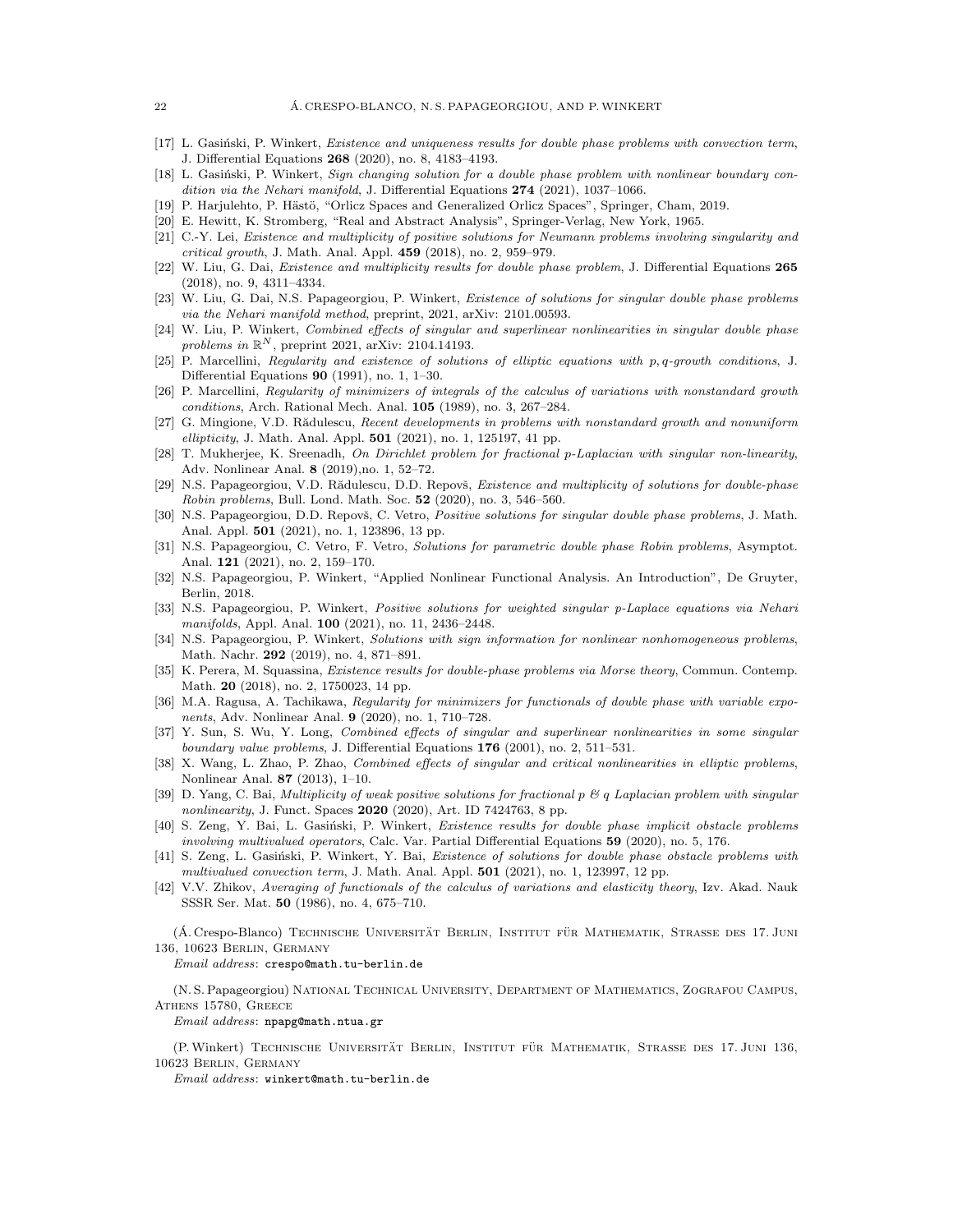[17] L. Gasiński, P. Winkert, *Existence and uniqueness results for double phase problems with convection term*, J. Differential Equations **268** (2020), no. 8, 4183–4193.

[18] L. Gasiński, P. Winkert, *Sign changing solution for a double phase problem with nonlinear boundary condition via the Nehari manifold*, J. Differential Equations **274** (2021), 1037–1066.

[19] P. Harjulehto, P. Hästö, "Orlicz Spaces and Generalized Orlicz Spaces", Springer, Cham, 2019.

[20] E. Hewitt, K. Stromberg, "Real and Abstract Analysis", Springer-Verlag, New York, 1965.

[21] C.-Y. Lei, *Existence and multiplicity of positive solutions for Neumann problems involving singularity and critical growth*, J. Math. Anal. Appl. **459** (2018), no. 2, 959–979.

[22] W. Liu, G. Dai, *Existence and multiplicity results for double phase problem*, J. Differential Equations **265** (2018), no. 9, 4311–4334.

[23] W. Liu, G. Dai, N.S. Papageorgiou, P. Winkert, *Existence of solutions for singular double phase problems via the Nehari manifold method*, preprint, 2021, arXiv: 2101.00593.

[24] W. Liu, P. Winkert, *Combined effects of singular and superlinear nonlinearities in singular double phase problems in* $\mathbb{R}^N$, preprint 2021, arXiv: 2104.14193.

[25] P. Marcellini, *Regularity and existence of solutions of elliptic equations with p, q-growth conditions*, J. Differential Equations **90** (1991), no. 1, 1–30.

[26] P. Marcellini, *Regularity of minimizers of integrals of the calculus of variations with nonstandard growth conditions*, Arch. Rational Mech. Anal. **105** (1989), no. 3, 267–284.

[27] G. Mingione, V.D. Rădulescu, *Recent developments in problems with nonstandard growth and nonuniform ellipticity*, J. Math. Anal. Appl. **501** (2021), no. 1, 125197, 41 pp.

[28] T. Mukherjee, K. Sreenadh, *On Dirichlet problem for fractional p-Laplacian with singular non-linearity*, Adv. Nonlinear Anal. **8** (2019),no. 1, 52–72.

[29] N.S. Papageorgiou, V.D. Rădulescu, D.D. Repovš, *Existence and multiplicity of solutions for double-phase Robin problems*, Bull. Lond. Math. Soc. **52** (2020), no. 3, 546–560.

[30] N.S. Papageorgiou, D.D. Repovš, C. Vetro, *Positive solutions for singular double phase problems*, J. Math. Anal. Appl. **501** (2021), no. 1, 123896, 13 pp.

[31] N.S. Papageorgiou, C. Vetro, F. Vetro, *Solutions for parametric double phase Robin problems*, Asymptot. Anal. **121** (2021), no. 2, 159–170.

[32] N.S. Papageorgiou, P. Winkert, "Applied Nonlinear Functional Analysis. An Introduction", De Gruyter, Berlin, 2018.

[33] N.S. Papageorgiou, P. Winkert, *Positive solutions for weighted singular p-Laplace equations via Nehari manifolds*, Appl. Anal. **100** (2021), no. 11, 2436–2448.

[34] N.S. Papageorgiou, P. Winkert, *Solutions with sign information for nonlinear nonhomogeneous problems*, Math. Nachr. **292** (2019), no. 4, 871–891.

[35] K. Perera, M. Squassina, *Existence results for double-phase problems via Morse theory*, Commun. Contemp. Math. **20** (2018), no. 2, 1750023, 14 pp.

[36] M.A. Ragusa, A. Tachikawa, *Regularity for minimizers for functionals of double phase with variable exponents*, Adv. Nonlinear Anal. **9** (2020), no. 1, 710–728.

[37] Y. Sun, S. Wu, Y. Long, *Combined effects of singular and superlinear nonlinearities in some singular boundary value problems*, J. Differential Equations **176** (2001), no. 2, 511–531.

[38] X. Wang, L. Zhao, P. Zhao, *Combined effects of singular and critical nonlinearities in elliptic problems*, Nonlinear Anal. **87** (2013), 1–10.

[39] D. Yang, C. Bai, *Multiplicity of weak positive solutions for fractional p & q Laplacian problem with singular nonlinearity*, J. Funct. Spaces **2020** (2020), Art. ID 7424763, 8 pp.

[40] S. Zeng, Y. Bai, L. Gasiński, P. Winkert, *Existence results for double phase implicit obstacle problems involving multivalued operators*, Calc. Var. Partial Differential Equations **59** (2020), no. 5, 176.

[41] S. Zeng, L. Gasiński, P. Winkert, Y. Bai, *Existence of solutions for double phase obstacle problems with multivalued convection term*, J. Math. Anal. Appl. **501** (2021), no. 1, 123997, 12 pp.

[42] V.V. Zhikov, *Averaging of functionals of the calculus of variations and elasticity theory*, Izv. Akad. Nauk SSSR Ser. Mat. **50** (1986), no. 4, 675–710.

(Á. Crespo-Blanco) Technische Universität Berlin, Institut für Mathematik, Strasse des 17. Juni 136, 10623 Berlin, Germany

*Email address*: crespo@math.tu-berlin.de

(N. S. Papageorgiou) National Technical University, Department of Mathematics, Zografou Campus, Athens 15780, Greece

*Email address*: npapg@math.ntua.gr

(P. Winkert) Technische Universität Berlin, Institut für Mathematik, Strasse des 17. Juni 136, 10623 Berlin, Germany

*Email address*: winkert@math.tu-berlin.de